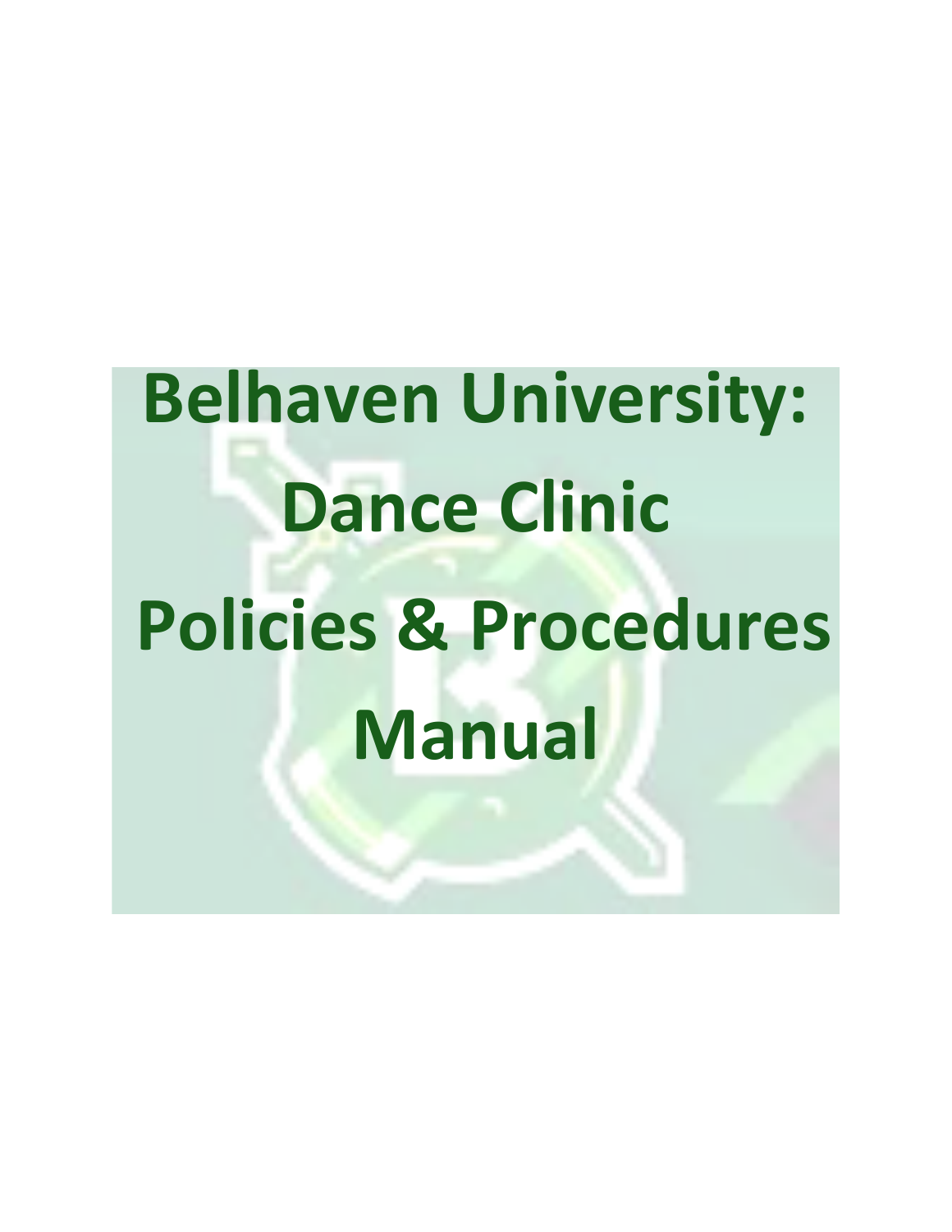# Belhaven University: Dance Clinic Policies & Procedures Manual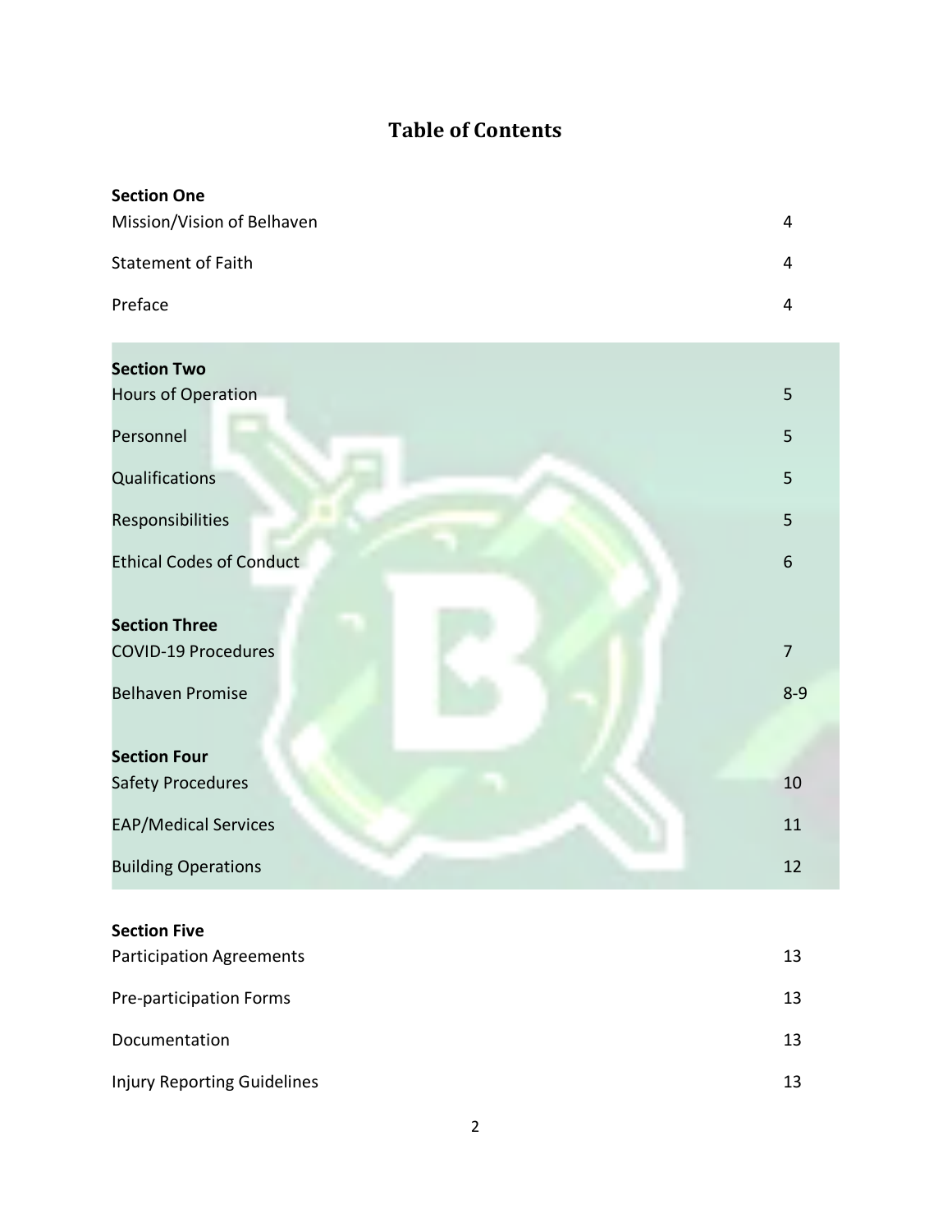# Table of Contents

| | |
|---|---|
| **Section One** | |
| Mission/Vision of Belhaven | 4 |
| Statement of Faith | 4 |
| Preface | 4 |
| **Section Two** | |
| Hours of Operation | 5 |
| Personnel | 5 |
| Qualifications | 5 |
| Responsibilities | 5 |
| Ethical Codes of Conduct | 6 |
| **Section Three** | |
| COVID-19 Procedures | 7 |
| Belhaven Promise | 8-9 |
| **Section Four** | |
| Safety Procedures | 10 |
| EAP/Medical Services | 11 |
| Building Operations | 12 |
| **Section Five** | |
| Participation Agreements | 13 |
| Pre-participation Forms | 13 |
| Documentation | 13 |
| Injury Reporting Guidelines | 13 |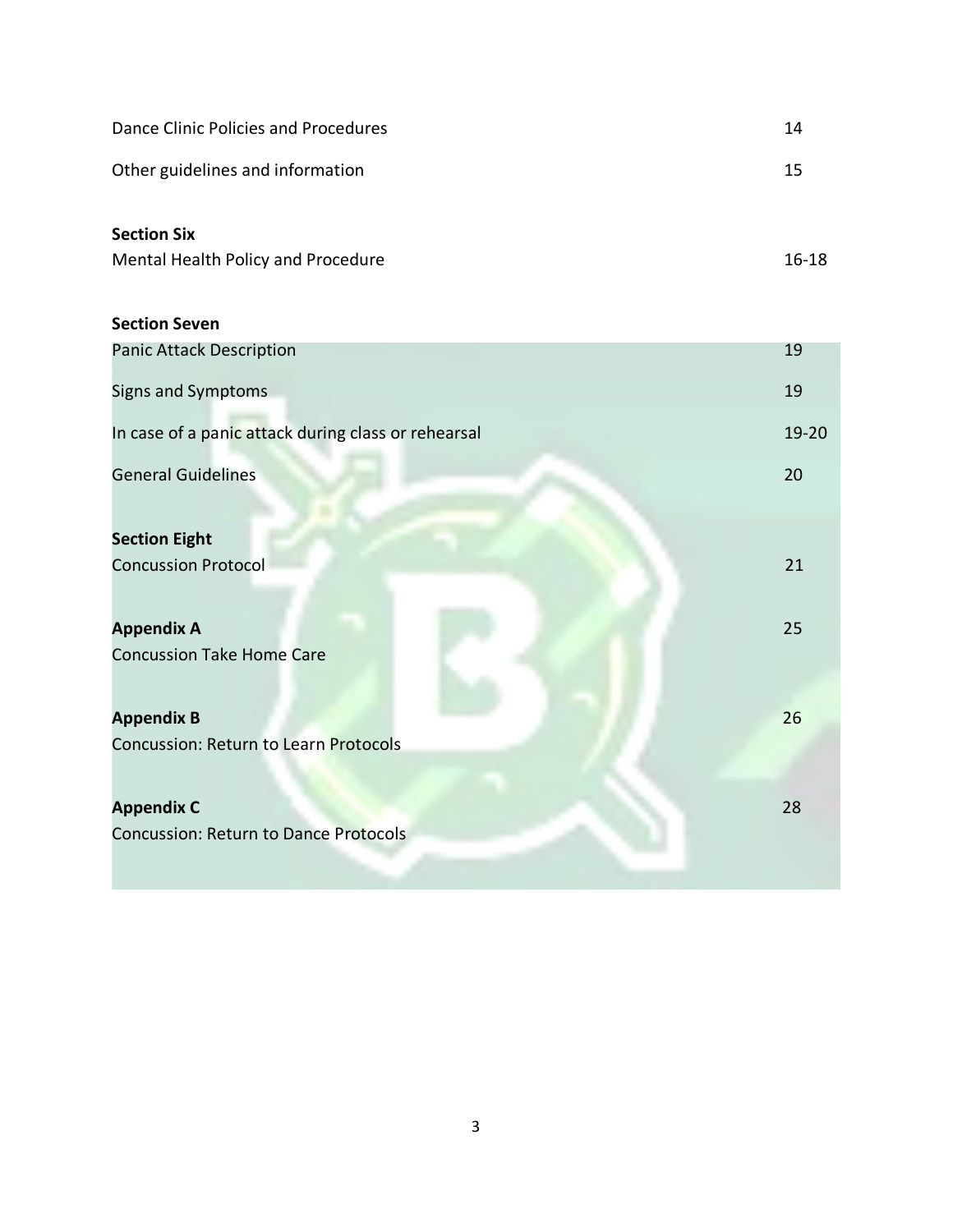| | |
|---|---|
| Dance Clinic Policies and Procedures | 14 |
| Other guidelines and information | 15 |
| **Section Six** | |
| Mental Health Policy and Procedure | 16-18 |
| **Section Seven** | |
| Panic Attack Description | 19 |
| Signs and Symptoms | 19 |
| In case of a panic attack during class or rehearsal | 19-20 |
| General Guidelines | 20 |
| **Section Eight** | |
| Concussion Protocol | 21 |
| **Appendix A** | 25 |
| Concussion Take Home Care | |
| **Appendix B** | 26 |
| Concussion: Return to Learn Protocols | |
| **Appendix C** | 28 |
| Concussion: Return to Dance Protocols | |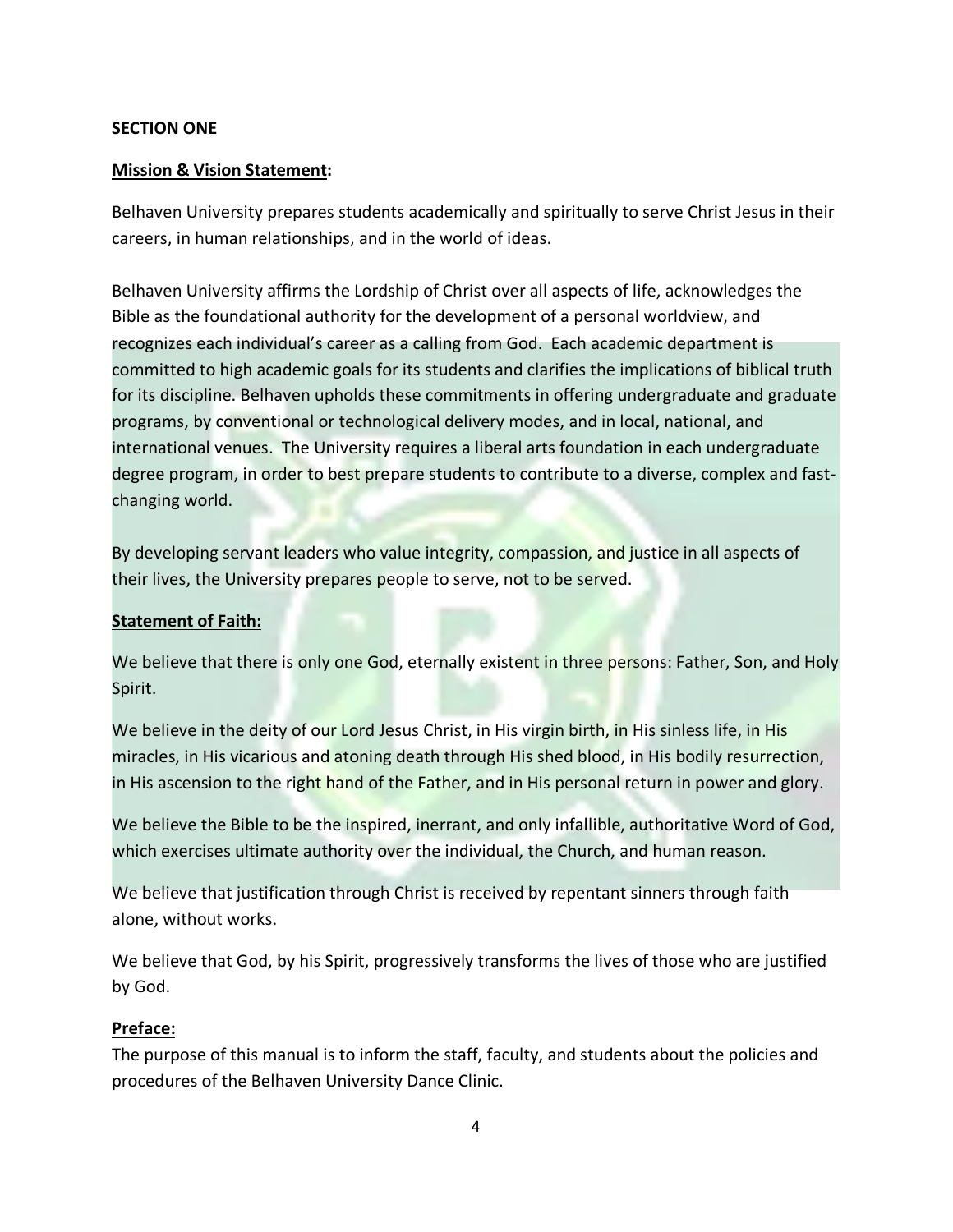**SECTION ONE**

**Mission & Vision Statement:**

Belhaven University prepares students academically and spiritually to serve Christ Jesus in their careers, in human relationships, and in the world of ideas.

Belhaven University affirms the Lordship of Christ over all aspects of life, acknowledges the Bible as the foundational authority for the development of a personal worldview, and recognizes each individual's career as a calling from God. Each academic department is committed to high academic goals for its students and clarifies the implications of biblical truth for its discipline. Belhaven upholds these commitments in offering undergraduate and graduate programs, by conventional or technological delivery modes, and in local, national, and international venues. The University requires a liberal arts foundation in each undergraduate degree program, in order to best prepare students to contribute to a diverse, complex and fast-changing world.

By developing servant leaders who value integrity, compassion, and justice in all aspects of their lives, the University prepares people to serve, not to be served.

**Statement of Faith:**

We believe that there is only one God, eternally existent in three persons: Father, Son, and Holy Spirit.

We believe in the deity of our Lord Jesus Christ, in His virgin birth, in His sinless life, in His miracles, in His vicarious and atoning death through His shed blood, in His bodily resurrection, in His ascension to the right hand of the Father, and in His personal return in power and glory.

We believe the Bible to be the inspired, inerrant, and only infallible, authoritative Word of God, which exercises ultimate authority over the individual, the Church, and human reason.

We believe that justification through Christ is received by repentant sinners through faith alone, without works.

We believe that God, by his Spirit, progressively transforms the lives of those who are justified by God.

**Preface:**

The purpose of this manual is to inform the staff, faculty, and students about the policies and procedures of the Belhaven University Dance Clinic.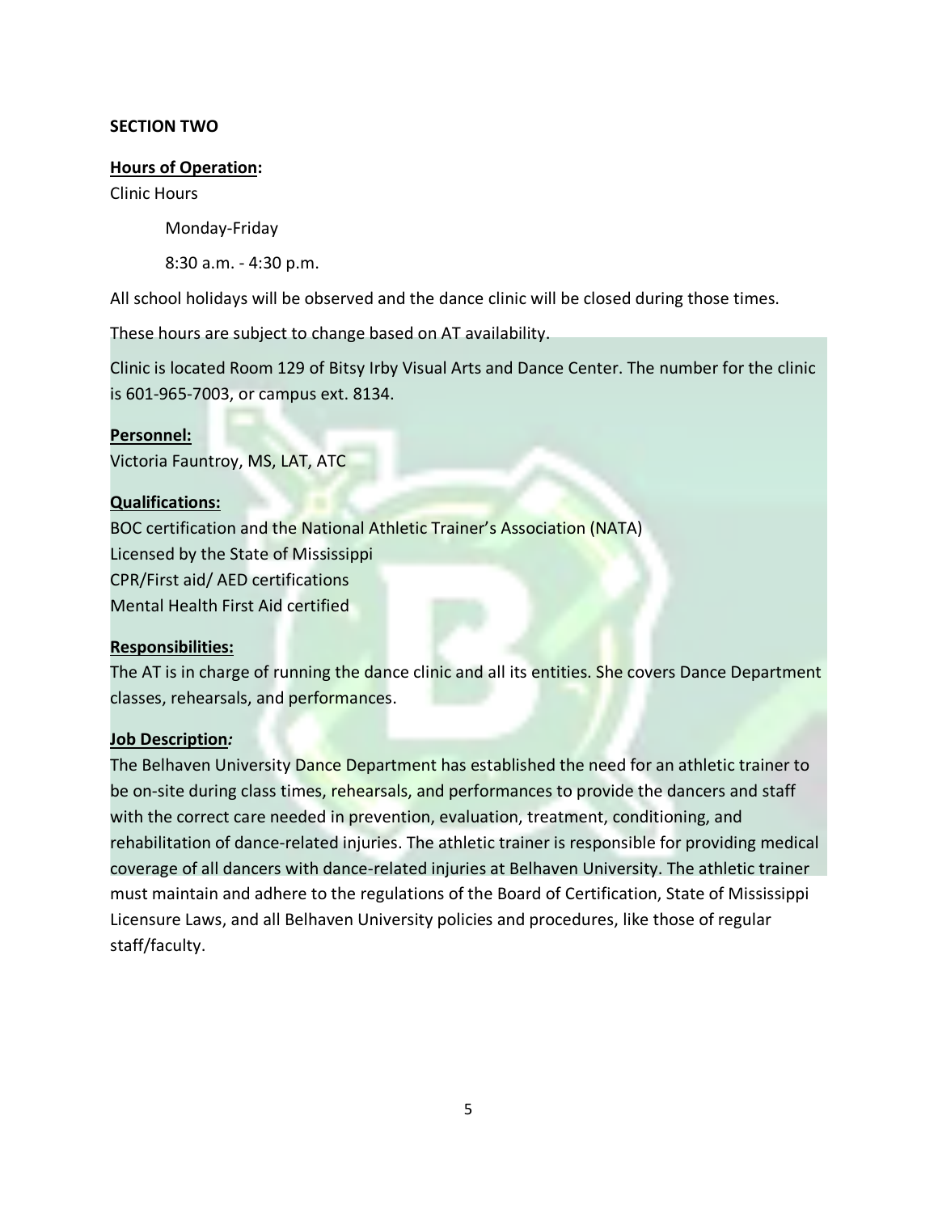## SECTION TWO

**Hours of Operation:**

Clinic Hours

Monday-Friday

8:30 a.m. - 4:30 p.m.

All school holidays will be observed and the dance clinic will be closed during those times.

These hours are subject to change based on AT availability.

Clinic is located Room 129 of Bitsy Irby Visual Arts and Dance Center. The number for the clinic is 601-965-7003, or campus ext. 8134.

**Personnel:**

Victoria Fauntroy, MS, LAT, ATC

**Qualifications:**

BOC certification and the National Athletic Trainer's Association (NATA)
Licensed by the State of Mississippi
CPR/First aid/ AED certifications
Mental Health First Aid certified

**Responsibilities:**

The AT is in charge of running the dance clinic and all its entities. She covers Dance Department classes, rehearsals, and performances.

**Job Description:**

The Belhaven University Dance Department has established the need for an athletic trainer to be on-site during class times, rehearsals, and performances to provide the dancers and staff with the correct care needed in prevention, evaluation, treatment, conditioning, and rehabilitation of dance-related injuries. The athletic trainer is responsible for providing medical coverage of all dancers with dance-related injuries at Belhaven University. The athletic trainer must maintain and adhere to the regulations of the Board of Certification, State of Mississippi Licensure Laws, and all Belhaven University policies and procedures, like those of regular staff/faculty.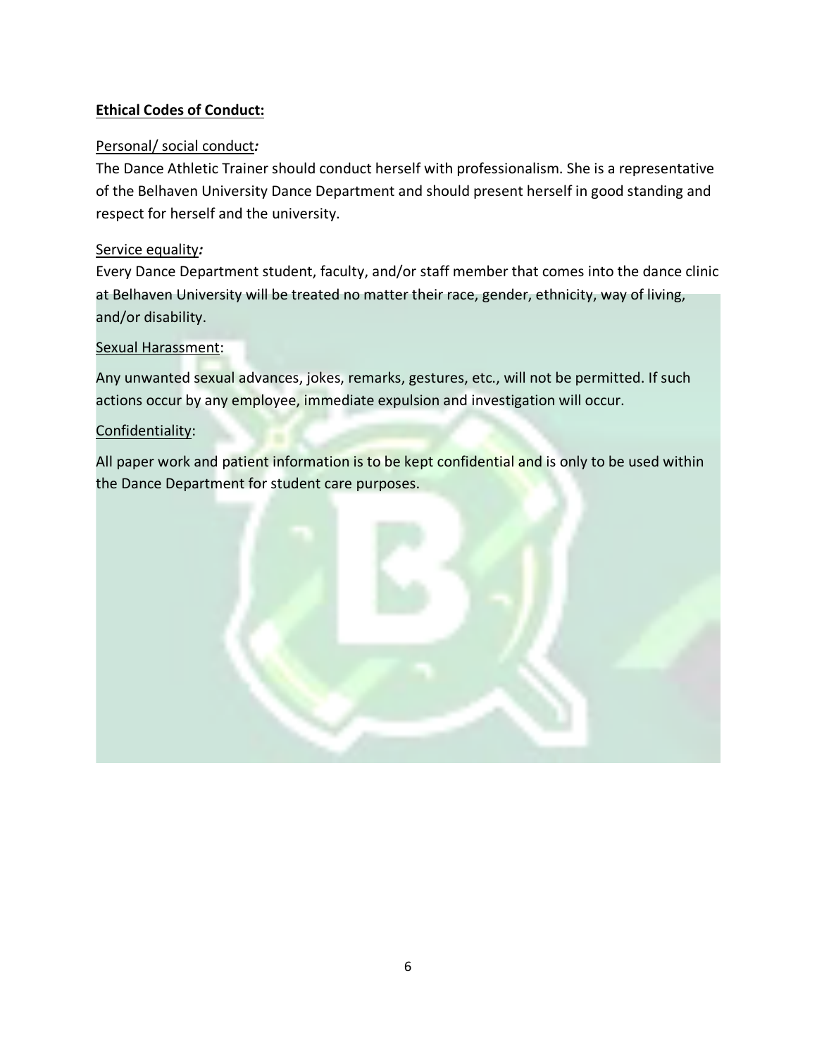**Ethical Codes of Conduct:**

Personal/ social conduct*:*

The Dance Athletic Trainer should conduct herself with professionalism. She is a representative of the Belhaven University Dance Department and should present herself in good standing and respect for herself and the university.

Service equality*:*

Every Dance Department student, faculty, and/or staff member that comes into the dance clinic at Belhaven University will be treated no matter their race, gender, ethnicity, way of living, and/or disability.

Sexual Harassment:

Any unwanted sexual advances, jokes, remarks, gestures, etc., will not be permitted. If such actions occur by any employee, immediate expulsion and investigation will occur.

Confidentiality:

All paper work and patient information is to be kept confidential and is only to be used within the Dance Department for student care purposes.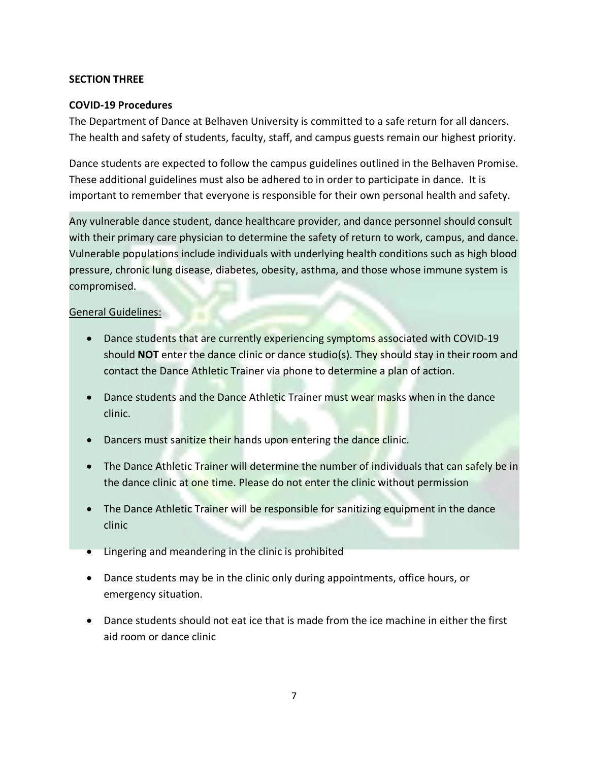**SECTION THREE**

**COVID-19 Procedures**

The Department of Dance at Belhaven University is committed to a safe return for all dancers. The health and safety of students, faculty, staff, and campus guests remain our highest priority.

Dance students are expected to follow the campus guidelines outlined in the Belhaven Promise. These additional guidelines must also be adhered to in order to participate in dance. It is important to remember that everyone is responsible for their own personal health and safety.

Any vulnerable dance student, dance healthcare provider, and dance personnel should consult with their primary care physician to determine the safety of return to work, campus, and dance. Vulnerable populations include individuals with underlying health conditions such as high blood pressure, chronic lung disease, diabetes, obesity, asthma, and those whose immune system is compromised.

General Guidelines:

- Dance students that are currently experiencing symptoms associated with COVID-19 should **NOT** enter the dance clinic or dance studio(s). They should stay in their room and contact the Dance Athletic Trainer via phone to determine a plan of action.
- Dance students and the Dance Athletic Trainer must wear masks when in the dance clinic.
- Dancers must sanitize their hands upon entering the dance clinic.
- The Dance Athletic Trainer will determine the number of individuals that can safely be in the dance clinic at one time. Please do not enter the clinic without permission
- The Dance Athletic Trainer will be responsible for sanitizing equipment in the dance clinic
- Lingering and meandering in the clinic is prohibited
- Dance students may be in the clinic only during appointments, office hours, or emergency situation.
- Dance students should not eat ice that is made from the ice machine in either the first aid room or dance clinic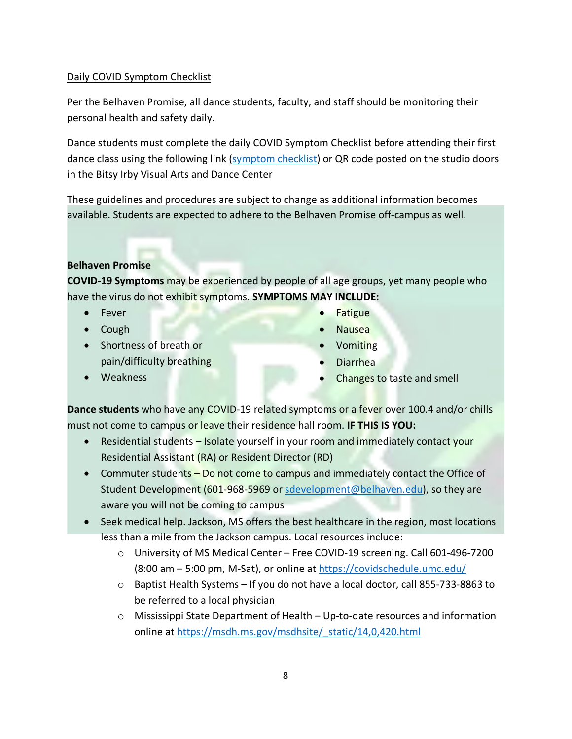Daily COVID Symptom Checklist

Per the Belhaven Promise, all dance students, faculty, and staff should be monitoring their personal health and safety daily.

Dance students must complete the daily COVID Symptom Checklist before attending their first dance class using the following link (symptom checklist) or QR code posted on the studio doors in the Bitsy Irby Visual Arts and Dance Center

These guidelines and procedures are subject to change as additional information becomes available. Students are expected to adhere to the Belhaven Promise off-campus as well.

**Belhaven Promise**

**COVID-19 Symptoms** may be experienced by people of all age groups, yet many people who have the virus do not exhibit symptoms. **SYMPTOMS MAY INCLUDE:**

- Fever
- Cough
- Shortness of breath or pain/difficulty breathing
- Weakness
- Fatigue
- Nausea
- Vomiting
- Diarrhea
- Changes to taste and smell

**Dance students** who have any COVID-19 related symptoms or a fever over 100.4 and/or chills must not come to campus or leave their residence hall room. **IF THIS IS YOU:**

- Residential students – Isolate yourself in your room and immediately contact your Residential Assistant (RA) or Resident Director (RD)
- Commuter students – Do not come to campus and immediately contact the Office of Student Development (601-968-5969 or sdevelopment@belhaven.edu), so they are aware you will not be coming to campus
- Seek medical help. Jackson, MS offers the best healthcare in the region, most locations less than a mile from the Jackson campus. Local resources include:
  - University of MS Medical Center – Free COVID-19 screening. Call 601-496-7200 (8:00 am – 5:00 pm, M-Sat), or online at https://covidschedule.umc.edu/
  - Baptist Health Systems – If you do not have a local doctor, call 855-733-8863 to be referred to a local physician
  - Mississippi State Department of Health – Up-to-date resources and information online at https://msdh.ms.gov/msdhsite/_static/14,0,420.html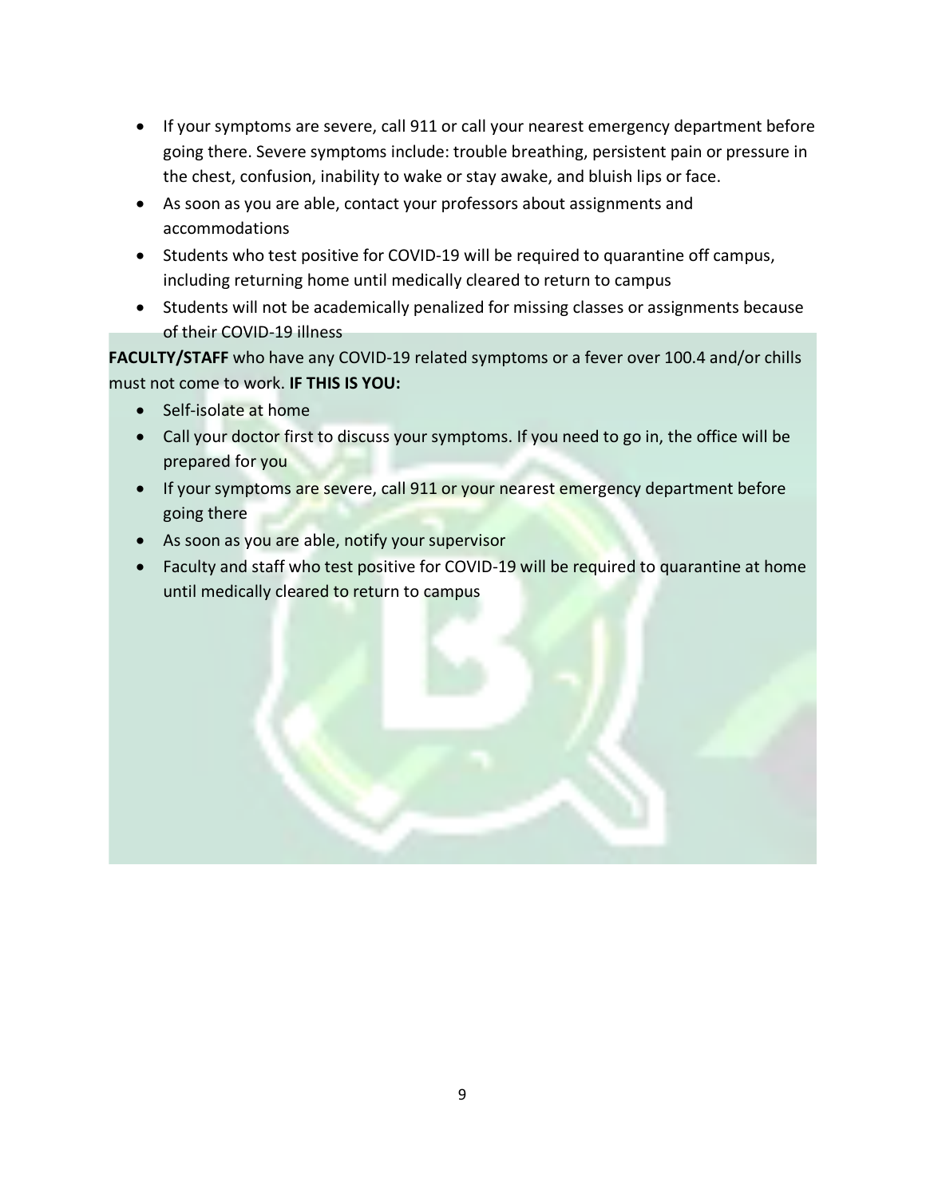- If your symptoms are severe, call 911 or call your nearest emergency department before going there. Severe symptoms include: trouble breathing, persistent pain or pressure in the chest, confusion, inability to wake or stay awake, and bluish lips or face.
- As soon as you are able, contact your professors about assignments and accommodations
- Students who test positive for COVID-19 will be required to quarantine off campus, including returning home until medically cleared to return to campus
- Students will not be academically penalized for missing classes or assignments because of their COVID-19 illness

**FACULTY/STAFF** who have any COVID-19 related symptoms or a fever over 100.4 and/or chills must not come to work. **IF THIS IS YOU:**

- Self-isolate at home
- Call your doctor first to discuss your symptoms. If you need to go in, the office will be prepared for you
- If your symptoms are severe, call 911 or your nearest emergency department before going there
- As soon as you are able, notify your supervisor
- Faculty and staff who test positive for COVID-19 will be required to quarantine at home until medically cleared to return to campus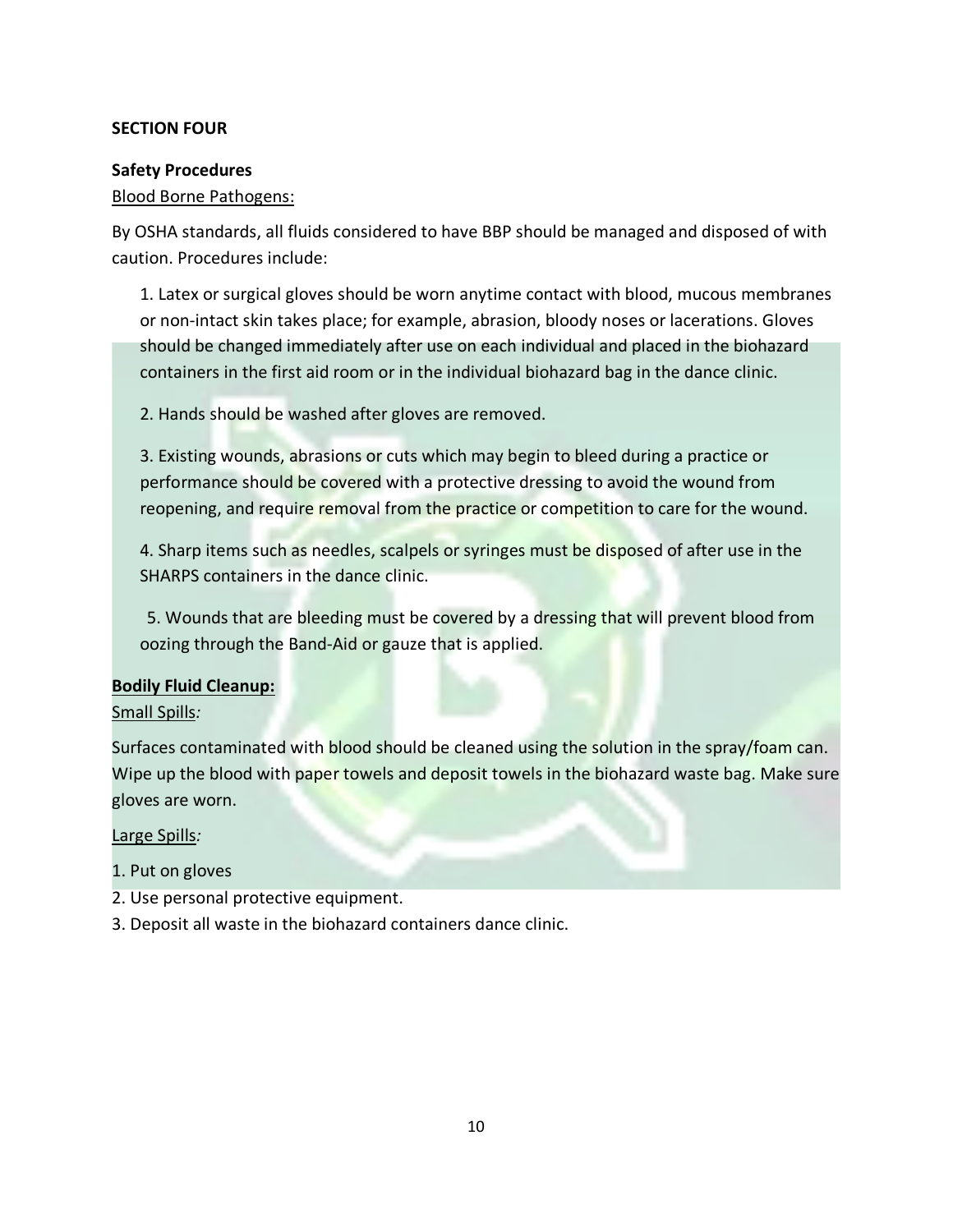**SECTION FOUR**

**Safety Procedures**

Blood Borne Pathogens:

By OSHA standards, all fluids considered to have BBP should be managed and disposed of with caution. Procedures include:

1. Latex or surgical gloves should be worn anytime contact with blood, mucous membranes or non-intact skin takes place; for example, abrasion, bloody noses or lacerations. Gloves should be changed immediately after use on each individual and placed in the biohazard containers in the first aid room or in the individual biohazard bag in the dance clinic.

2. Hands should be washed after gloves are removed.

3. Existing wounds, abrasions or cuts which may begin to bleed during a practice or performance should be covered with a protective dressing to avoid the wound from reopening, and require removal from the practice or competition to care for the wound.

4. Sharp items such as needles, scalpels or syringes must be disposed of after use in the SHARPS containers in the dance clinic.

5. Wounds that are bleeding must be covered by a dressing that will prevent blood from oozing through the Band-Aid or gauze that is applied.

**Bodily Fluid Cleanup:**

Small Spills*:*

Surfaces contaminated with blood should be cleaned using the solution in the spray/foam can. Wipe up the blood with paper towels and deposit towels in the biohazard waste bag. Make sure gloves are worn.

Large Spills*:*

1. Put on gloves
2. Use personal protective equipment.
3. Deposit all waste in the biohazard containers dance clinic.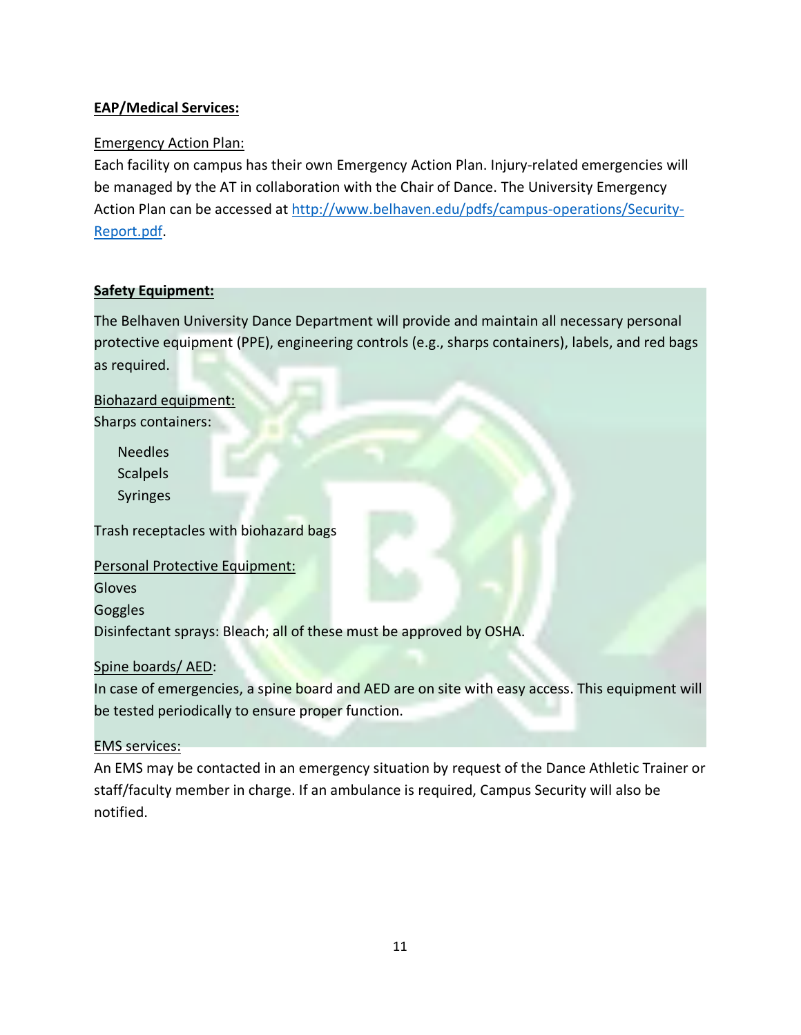## EAP/Medical Services:

Emergency Action Plan:

Each facility on campus has their own Emergency Action Plan. Injury-related emergencies will be managed by the AT in collaboration with the Chair of Dance. The University Emergency Action Plan can be accessed at http://www.belhaven.edu/pdfs/campus-operations/Security-Report.pdf.

## Safety Equipment:

The Belhaven University Dance Department will provide and maintain all necessary personal protective equipment (PPE), engineering controls (e.g., sharps containers), labels, and red bags as required.

Biohazard equipment:

Sharps containers:

- Needles
- Scalpels
- Syringes

Trash receptacles with biohazard bags

Personal Protective Equipment:

Gloves

Goggles

Disinfectant sprays: Bleach; all of these must be approved by OSHA.

Spine boards/ AED:

In case of emergencies, a spine board and AED are on site with easy access. This equipment will be tested periodically to ensure proper function.

EMS services:

An EMS may be contacted in an emergency situation by request of the Dance Athletic Trainer or staff/faculty member in charge. If an ambulance is required, Campus Security will also be notified.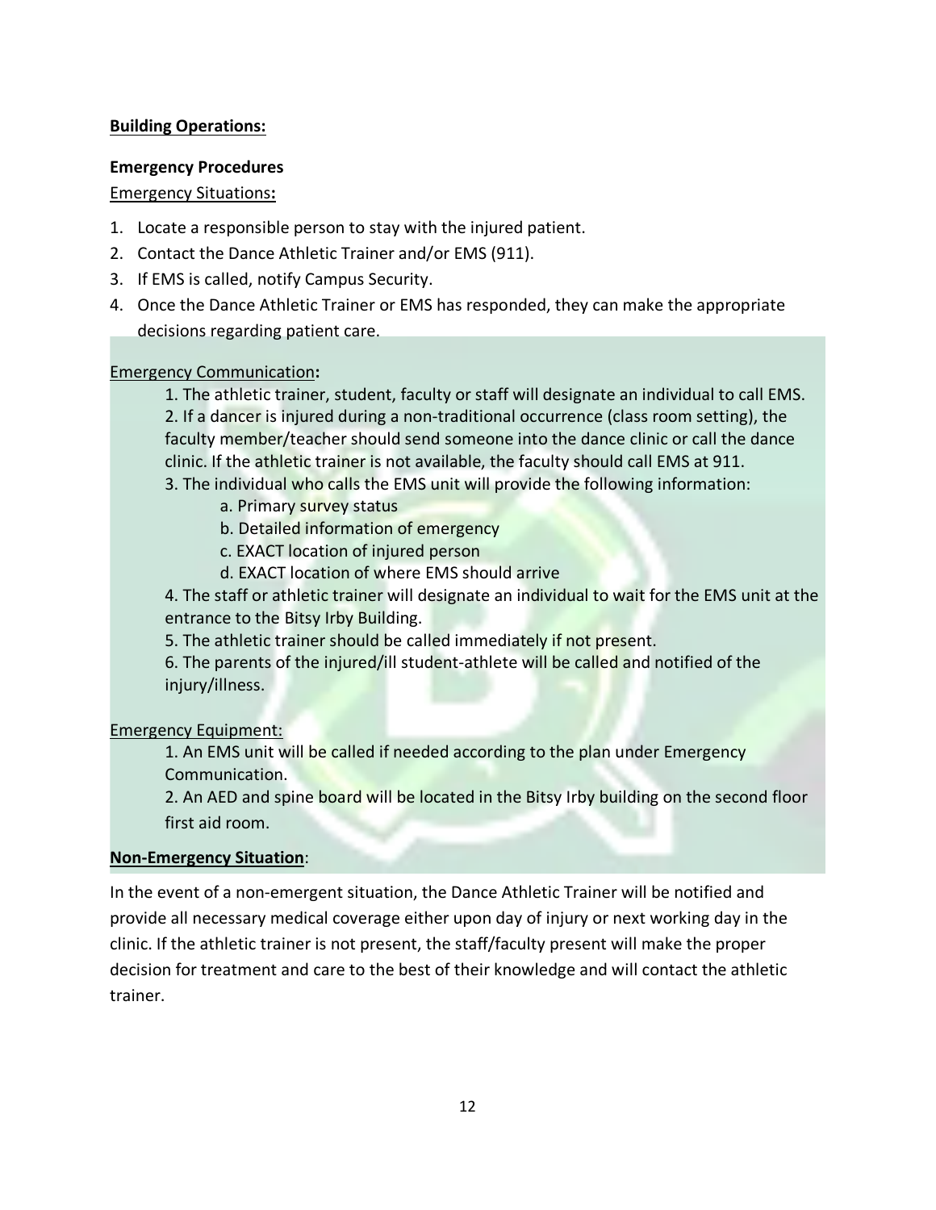**Building Operations:**

**Emergency Procedures**

Emergency Situations**:**

1. Locate a responsible person to stay with the injured patient.
2. Contact the Dance Athletic Trainer and/or EMS (911).
3. If EMS is called, notify Campus Security.
4. Once the Dance Athletic Trainer or EMS has responded, they can make the appropriate decisions regarding patient care.

Emergency Communication**:**

1. The athletic trainer, student, faculty or staff will designate an individual to call EMS.
2. If a dancer is injured during a non-traditional occurrence (class room setting), the faculty member/teacher should send someone into the dance clinic or call the dance clinic. If the athletic trainer is not available, the faculty should call EMS at 911.
3. The individual who calls the EMS unit will provide the following information:
    a. Primary survey status
    b. Detailed information of emergency
    c. EXACT location of injured person
    d. EXACT location of where EMS should arrive
4. The staff or athletic trainer will designate an individual to wait for the EMS unit at the entrance to the Bitsy Irby Building.
5. The athletic trainer should be called immediately if not present.
6. The parents of the injured/ill student-athlete will be called and notified of the injury/illness.

Emergency Equipment:

1. An EMS unit will be called if needed according to the plan under Emergency Communication.
2. An AED and spine board will be located in the Bitsy Irby building on the second floor first aid room.

**Non-Emergency Situation**:

In the event of a non-emergent situation, the Dance Athletic Trainer will be notified and provide all necessary medical coverage either upon day of injury or next working day in the clinic. If the athletic trainer is not present, the staff/faculty present will make the proper decision for treatment and care to the best of their knowledge and will contact the athletic trainer.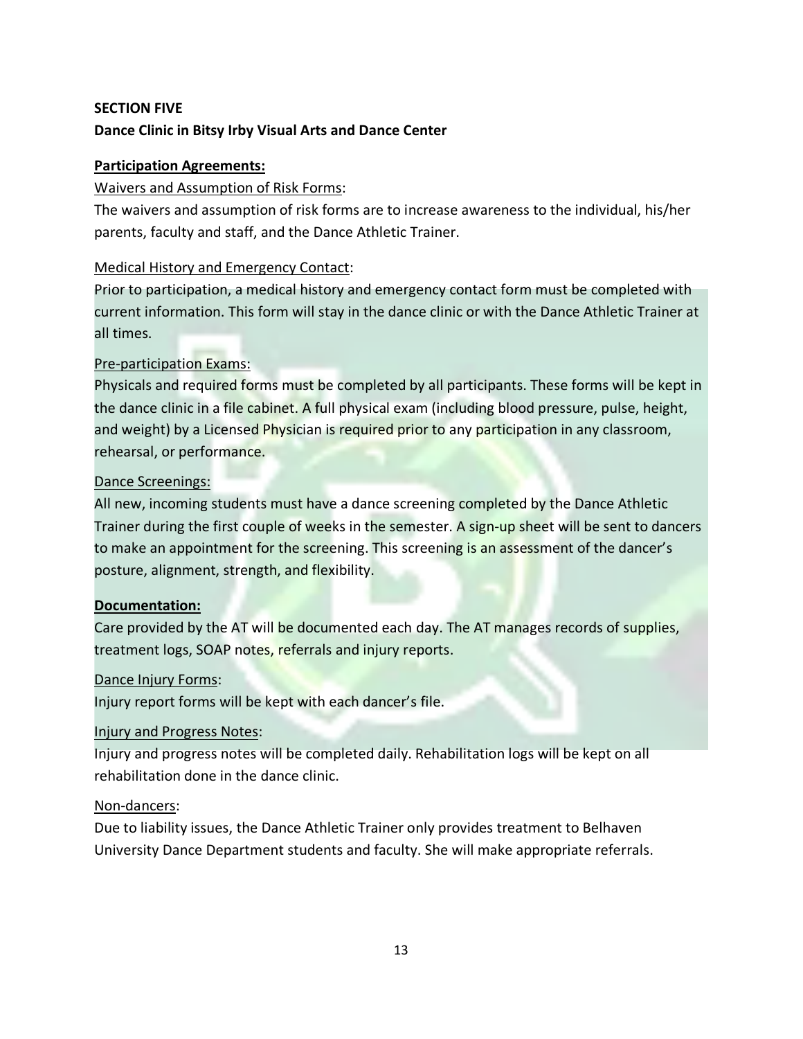**SECTION FIVE**

**Dance Clinic in Bitsy Irby Visual Arts and Dance Center**

**Participation Agreements:**

Waivers and Assumption of Risk Forms:

The waivers and assumption of risk forms are to increase awareness to the individual, his/her parents, faculty and staff, and the Dance Athletic Trainer.

Medical History and Emergency Contact:

Prior to participation, a medical history and emergency contact form must be completed with current information. This form will stay in the dance clinic or with the Dance Athletic Trainer at all times.

Pre-participation Exams:

Physicals and required forms must be completed by all participants. These forms will be kept in the dance clinic in a file cabinet. A full physical exam (including blood pressure, pulse, height, and weight) by a Licensed Physician is required prior to any participation in any classroom, rehearsal, or performance.

Dance Screenings:

All new, incoming students must have a dance screening completed by the Dance Athletic Trainer during the first couple of weeks in the semester. A sign-up sheet will be sent to dancers to make an appointment for the screening. This screening is an assessment of the dancer's posture, alignment, strength, and flexibility.

**Documentation:**

Care provided by the AT will be documented each day. The AT manages records of supplies, treatment logs, SOAP notes, referrals and injury reports.

Dance Injury Forms:

Injury report forms will be kept with each dancer's file.

Injury and Progress Notes:

Injury and progress notes will be completed daily. Rehabilitation logs will be kept on all rehabilitation done in the dance clinic.

Non-dancers:

Due to liability issues, the Dance Athletic Trainer only provides treatment to Belhaven University Dance Department students and faculty. She will make appropriate referrals.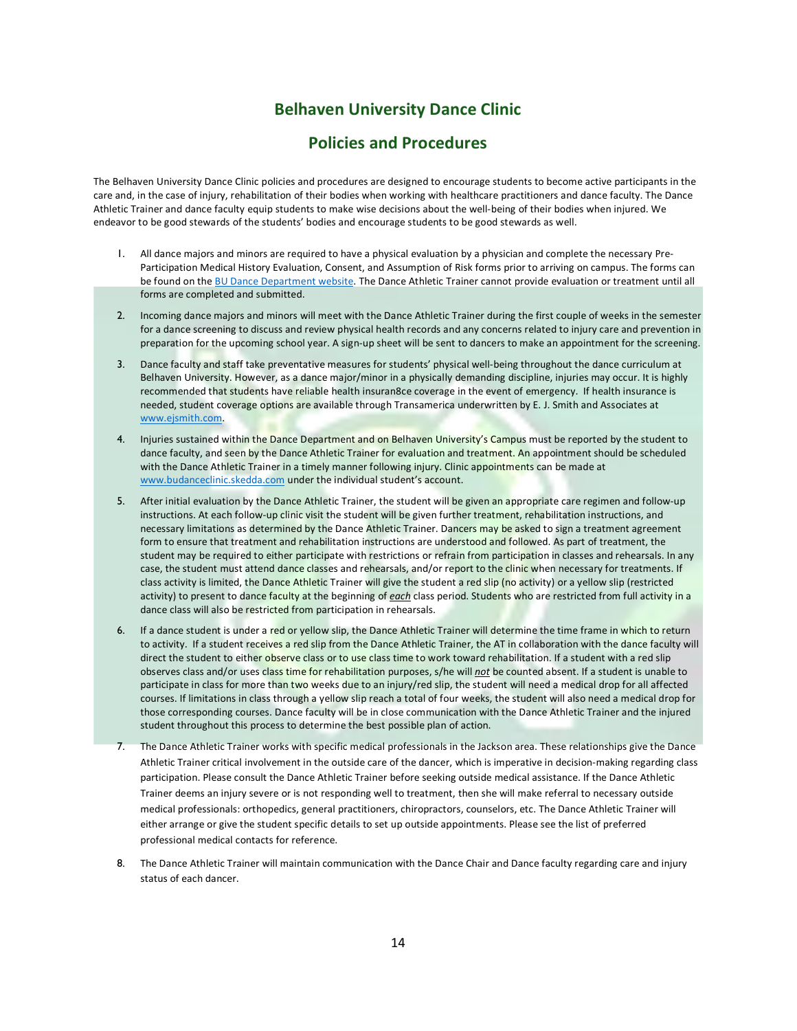# Belhaven University Dance Clinic

## Policies and Procedures

The Belhaven University Dance Clinic policies and procedures are designed to encourage students to become active participants in the care and, in the case of injury, rehabilitation of their bodies when working with healthcare practitioners and dance faculty. The Dance Athletic Trainer and dance faculty equip students to make wise decisions about the well-being of their bodies when injured. We endeavor to be good stewards of the students' bodies and encourage students to be good stewards as well.

1. All dance majors and minors are required to have a physical evaluation by a physician and complete the necessary Pre-Participation Medical History Evaluation, Consent, and Assumption of Risk forms prior to arriving on campus. The forms can be found on the [BU Dance Department website](). The Dance Athletic Trainer cannot provide evaluation or treatment until all forms are completed and submitted.

2. Incoming dance majors and minors will meet with the Dance Athletic Trainer during the first couple of weeks in the semester for a dance screening to discuss and review physical health records and any concerns related to injury care and prevention in preparation for the upcoming school year. A sign-up sheet will be sent to dancers to make an appointment for the screening.

3. Dance faculty and staff take preventative measures for students' physical well-being throughout the dance curriculum at Belhaven University. However, as a dance major/minor in a physically demanding discipline, injuries may occur. It is highly recommended that students have reliable health insuran8ce coverage in the event of emergency. If health insurance is needed, student coverage options are available through Transamerica underwritten by E. J. Smith and Associates at www.ejsmith.com.

4. Injuries sustained within the Dance Department and on Belhaven University's Campus must be reported by the student to dance faculty, and seen by the Dance Athletic Trainer for evaluation and treatment. An appointment should be scheduled with the Dance Athletic Trainer in a timely manner following injury. Clinic appointments can be made at www.budanceclinic.skedda.com under the individual student's account.

5. After initial evaluation by the Dance Athletic Trainer, the student will be given an appropriate care regimen and follow-up instructions. At each follow-up clinic visit the student will be given further treatment, rehabilitation instructions, and necessary limitations as determined by the Dance Athletic Trainer. Dancers may be asked to sign a treatment agreement form to ensure that treatment and rehabilitation instructions are understood and followed. As part of treatment, the student may be required to either participate with restrictions or refrain from participation in classes and rehearsals. In any case, the student must attend dance classes and rehearsals, and/or report to the clinic when necessary for treatments. If class activity is limited, the Dance Athletic Trainer will give the student a red slip (no activity) or a yellow slip (restricted activity) to present to dance faculty at the beginning of ***each*** class period. Students who are restricted from full activity in a dance class will also be restricted from participation in rehearsals.

6. If a dance student is under a red or yellow slip, the Dance Athletic Trainer will determine the time frame in which to return to activity. If a student receives a red slip from the Dance Athletic Trainer, the AT in collaboration with the dance faculty will direct the student to either observe class or to use class time to work toward rehabilitation. If a student with a red slip observes class and/or uses class time for rehabilitation purposes, s/he will ***not*** be counted absent. If a student is unable to participate in class for more than two weeks due to an injury/red slip, the student will need a medical drop for all affected courses. If limitations in class through a yellow slip reach a total of four weeks, the student will also need a medical drop for those corresponding courses. Dance faculty will be in close communication with the Dance Athletic Trainer and the injured student throughout this process to determine the best possible plan of action.

7. The Dance Athletic Trainer works with specific medical professionals in the Jackson area. These relationships give the Dance Athletic Trainer critical involvement in the outside care of the dancer, which is imperative in decision-making regarding class participation. Please consult the Dance Athletic Trainer before seeking outside medical assistance. If the Dance Athletic Trainer deems an injury severe or is not responding well to treatment, then she will make referral to necessary outside medical professionals: orthopedics, general practitioners, chiropractors, counselors, etc. The Dance Athletic Trainer will either arrange or give the student specific details to set up outside appointments. Please see the list of preferred professional medical contacts for reference.

8. The Dance Athletic Trainer will maintain communication with the Dance Chair and Dance faculty regarding care and injury status of each dancer.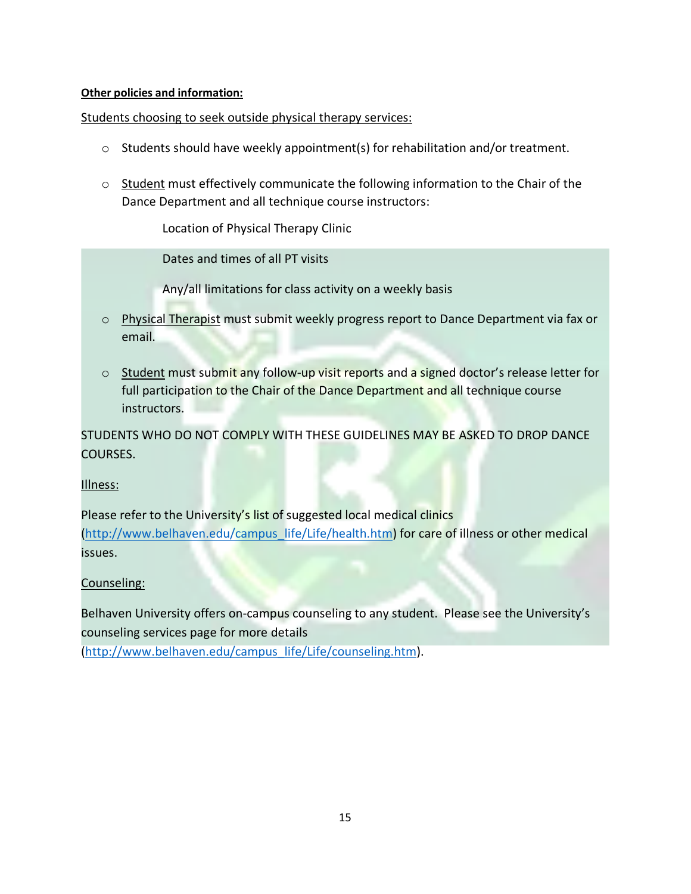**Other policies and information:**

Students choosing to seek outside physical therapy services:

- Students should have weekly appointment(s) for rehabilitation and/or treatment.
- Student must effectively communicate the following information to the Chair of the Dance Department and all technique course instructors:
  - Location of Physical Therapy Clinic
  - Dates and times of all PT visits
  - Any/all limitations for class activity on a weekly basis
- Physical Therapist must submit weekly progress report to Dance Department via fax or email.
- Student must submit any follow-up visit reports and a signed doctor's release letter for full participation to the Chair of the Dance Department and all technique course instructors.

STUDENTS WHO DO NOT COMPLY WITH THESE GUIDELINES MAY BE ASKED TO DROP DANCE COURSES.

Illness:

Please refer to the University's list of suggested local medical clinics (http://www.belhaven.edu/campus_life/Life/health.htm) for care of illness or other medical issues.

Counseling:

Belhaven University offers on-campus counseling to any student. Please see the University's counseling services page for more details (http://www.belhaven.edu/campus_life/Life/counseling.htm).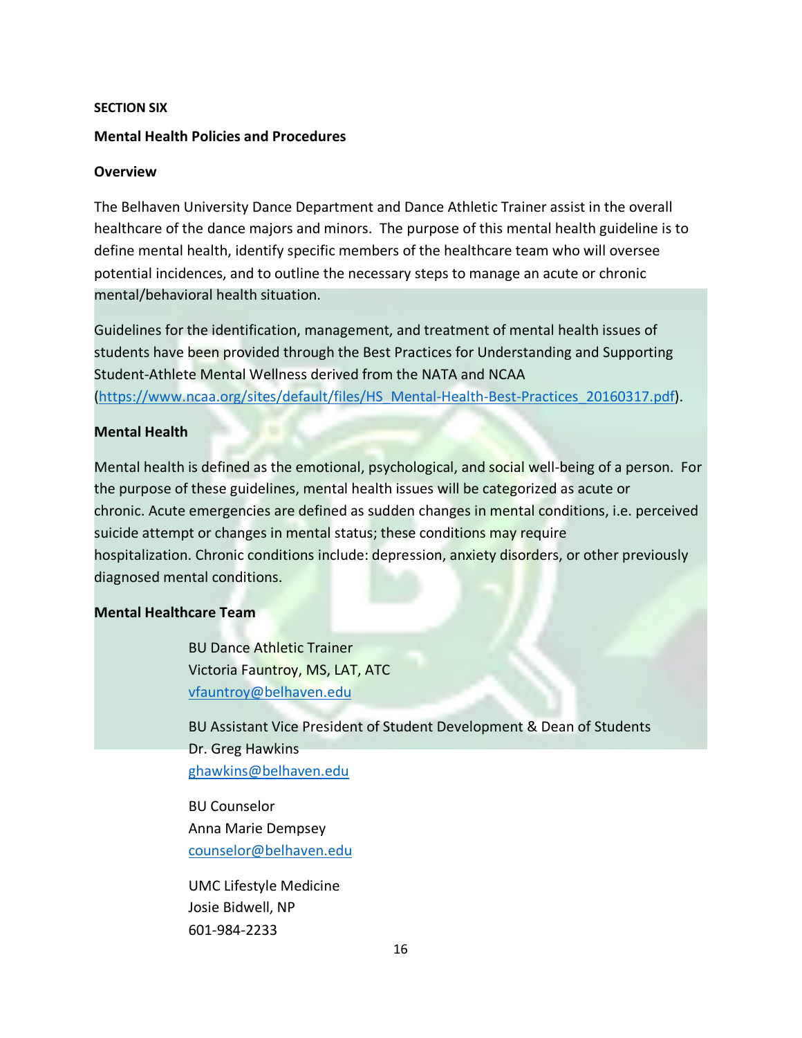**SECTION SIX**

**Mental Health Policies and Procedures**

**Overview**

The Belhaven University Dance Department and Dance Athletic Trainer assist in the overall healthcare of the dance majors and minors. The purpose of this mental health guideline is to define mental health, identify specific members of the healthcare team who will oversee potential incidences, and to outline the necessary steps to manage an acute or chronic mental/behavioral health situation.

Guidelines for the identification, management, and treatment of mental health issues of students have been provided through the Best Practices for Understanding and Supporting Student-Athlete Mental Wellness derived from the NATA and NCAA (https://www.ncaa.org/sites/default/files/HS_Mental-Health-Best-Practices_20160317.pdf).

**Mental Health**

Mental health is defined as the emotional, psychological, and social well-being of a person. For the purpose of these guidelines, mental health issues will be categorized as acute or chronic. Acute emergencies are defined as sudden changes in mental conditions, i.e. perceived suicide attempt or changes in mental status; these conditions may require hospitalization. Chronic conditions include: depression, anxiety disorders, or other previously diagnosed mental conditions.

**Mental Healthcare Team**

BU Dance Athletic Trainer
Victoria Fauntroy, MS, LAT, ATC
vfauntroy@belhaven.edu

BU Assistant Vice President of Student Development & Dean of Students
Dr. Greg Hawkins
ghawkins@belhaven.edu

BU Counselor
Anna Marie Dempsey
counselor@belhaven.edu

UMC Lifestyle Medicine
Josie Bidwell, NP
601-984-2233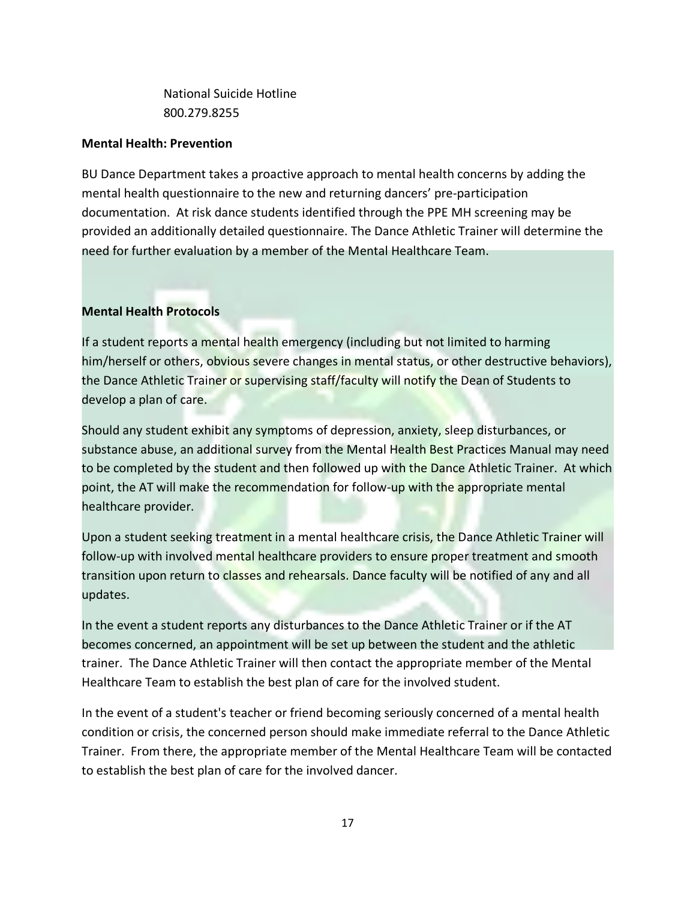National Suicide Hotline
800.279.8255

**Mental Health: Prevention**

BU Dance Department takes a proactive approach to mental health concerns by adding the mental health questionnaire to the new and returning dancers' pre-participation documentation. At risk dance students identified through the PPE MH screening may be provided an additionally detailed questionnaire. The Dance Athletic Trainer will determine the need for further evaluation by a member of the Mental Healthcare Team.

**Mental Health Protocols**

If a student reports a mental health emergency (including but not limited to harming him/herself or others, obvious severe changes in mental status, or other destructive behaviors), the Dance Athletic Trainer or supervising staff/faculty will notify the Dean of Students to develop a plan of care.

Should any student exhibit any symptoms of depression, anxiety, sleep disturbances, or substance abuse, an additional survey from the Mental Health Best Practices Manual may need to be completed by the student and then followed up with the Dance Athletic Trainer. At which point, the AT will make the recommendation for follow-up with the appropriate mental healthcare provider.

Upon a student seeking treatment in a mental healthcare crisis, the Dance Athletic Trainer will follow-up with involved mental healthcare providers to ensure proper treatment and smooth transition upon return to classes and rehearsals. Dance faculty will be notified of any and all updates.

In the event a student reports any disturbances to the Dance Athletic Trainer or if the AT becomes concerned, an appointment will be set up between the student and the athletic trainer. The Dance Athletic Trainer will then contact the appropriate member of the Mental Healthcare Team to establish the best plan of care for the involved student.

In the event of a student's teacher or friend becoming seriously concerned of a mental health condition or crisis, the concerned person should make immediate referral to the Dance Athletic Trainer. From there, the appropriate member of the Mental Healthcare Team will be contacted to establish the best plan of care for the involved dancer.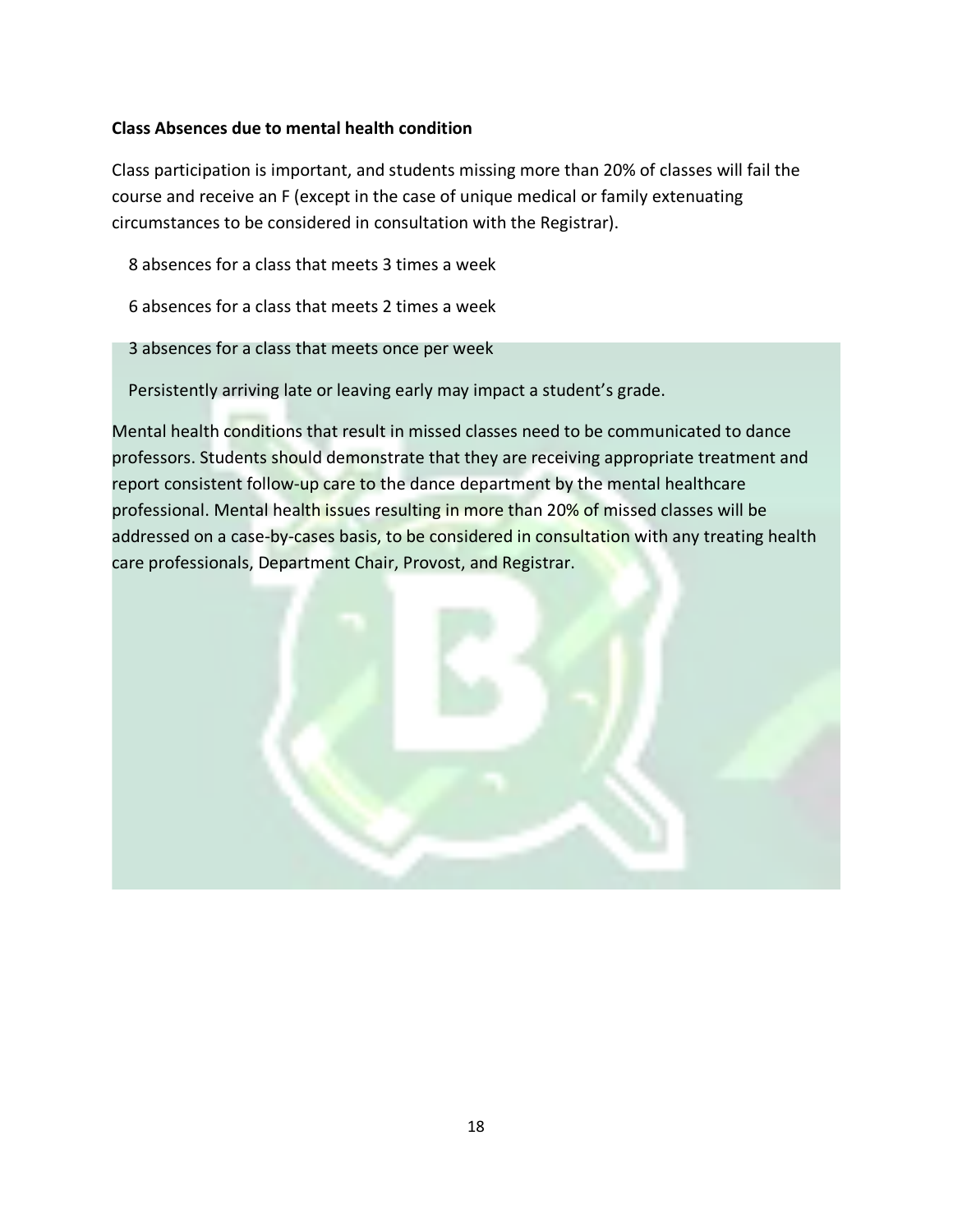**Class Absences due to mental health condition**

Class participation is important, and students missing more than 20% of classes will fail the course and receive an F (except in the case of unique medical or family extenuating circumstances to be considered in consultation with the Registrar).

8 absences for a class that meets 3 times a week

6 absences for a class that meets 2 times a week

3 absences for a class that meets once per week

Persistently arriving late or leaving early may impact a student's grade.

Mental health conditions that result in missed classes need to be communicated to dance professors. Students should demonstrate that they are receiving appropriate treatment and report consistent follow-up care to the dance department by the mental healthcare professional. Mental health issues resulting in more than 20% of missed classes will be addressed on a case-by-cases basis, to be considered in consultation with any treating health care professionals, Department Chair, Provost, and Registrar.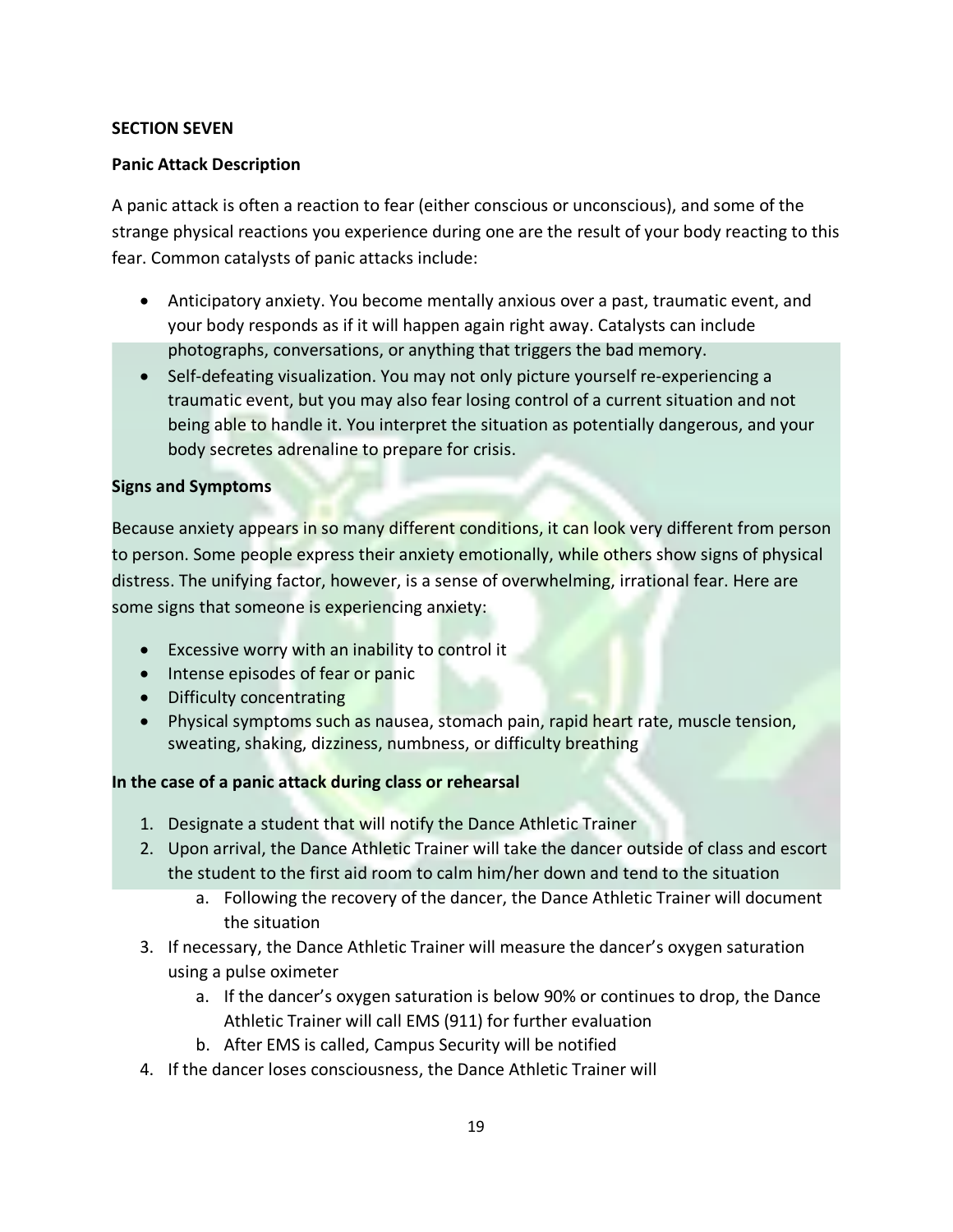**SECTION SEVEN**

**Panic Attack Description**

A panic attack is often a reaction to fear (either conscious or unconscious), and some of the strange physical reactions you experience during one are the result of your body reacting to this fear. Common catalysts of panic attacks include:

- Anticipatory anxiety. You become mentally anxious over a past, traumatic event, and your body responds as if it will happen again right away. Catalysts can include photographs, conversations, or anything that triggers the bad memory.
- Self-defeating visualization. You may not only picture yourself re-experiencing a traumatic event, but you may also fear losing control of a current situation and not being able to handle it. You interpret the situation as potentially dangerous, and your body secretes adrenaline to prepare for crisis.

**Signs and Symptoms**

Because anxiety appears in so many different conditions, it can look very different from person to person. Some people express their anxiety emotionally, while others show signs of physical distress. The unifying factor, however, is a sense of overwhelming, irrational fear. Here are some signs that someone is experiencing anxiety:

- Excessive worry with an inability to control it
- Intense episodes of fear or panic
- Difficulty concentrating
- Physical symptoms such as nausea, stomach pain, rapid heart rate, muscle tension, sweating, shaking, dizziness, numbness, or difficulty breathing

**In the case of a panic attack during class or rehearsal**

1. Designate a student that will notify the Dance Athletic Trainer
2. Upon arrival, the Dance Athletic Trainer will take the dancer outside of class and escort the student to the first aid room to calm him/her down and tend to the situation
    a. Following the recovery of the dancer, the Dance Athletic Trainer will document the situation
3. If necessary, the Dance Athletic Trainer will measure the dancer's oxygen saturation using a pulse oximeter
    a. If the dancer's oxygen saturation is below 90% or continues to drop, the Dance Athletic Trainer will call EMS (911) for further evaluation
    b. After EMS is called, Campus Security will be notified
4. If the dancer loses consciousness, the Dance Athletic Trainer will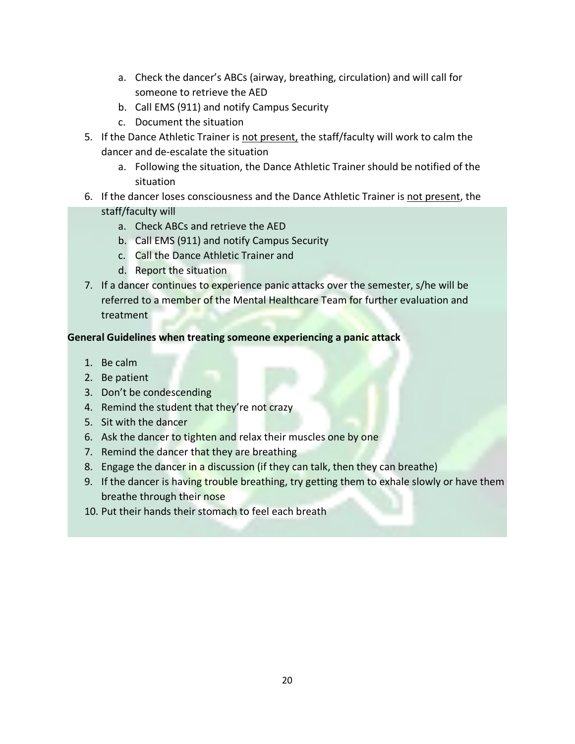a. Check the dancer's ABCs (airway, breathing, circulation) and will call for someone to retrieve the AED
   b. Call EMS (911) and notify Campus Security
   c. Document the situation
5. If the Dance Athletic Trainer is <u>not present,</u> the staff/faculty will work to calm the dancer and de-escalate the situation
   a. Following the situation, the Dance Athletic Trainer should be notified of the situation
6. If the dancer loses consciousness and the Dance Athletic Trainer is <u>not present</u>, the staff/faculty will
   a. Check ABCs and retrieve the AED
   b. Call EMS (911) and notify Campus Security
   c. Call the Dance Athletic Trainer and
   d. Report the situation
7. If a dancer continues to experience panic attacks over the semester, s/he will be referred to a member of the Mental Healthcare Team for further evaluation and treatment

**General Guidelines when treating someone experiencing a panic attack**

1. Be calm
2. Be patient
3. Don't be condescending
4. Remind the student that they're not crazy
5. Sit with the dancer
6. Ask the dancer to tighten and relax their muscles one by one
7. Remind the dancer that they are breathing
8. Engage the dancer in a discussion (if they can talk, then they can breathe)
9. If the dancer is having trouble breathing, try getting them to exhale slowly or have them breathe through their nose
10. Put their hands their stomach to feel each breath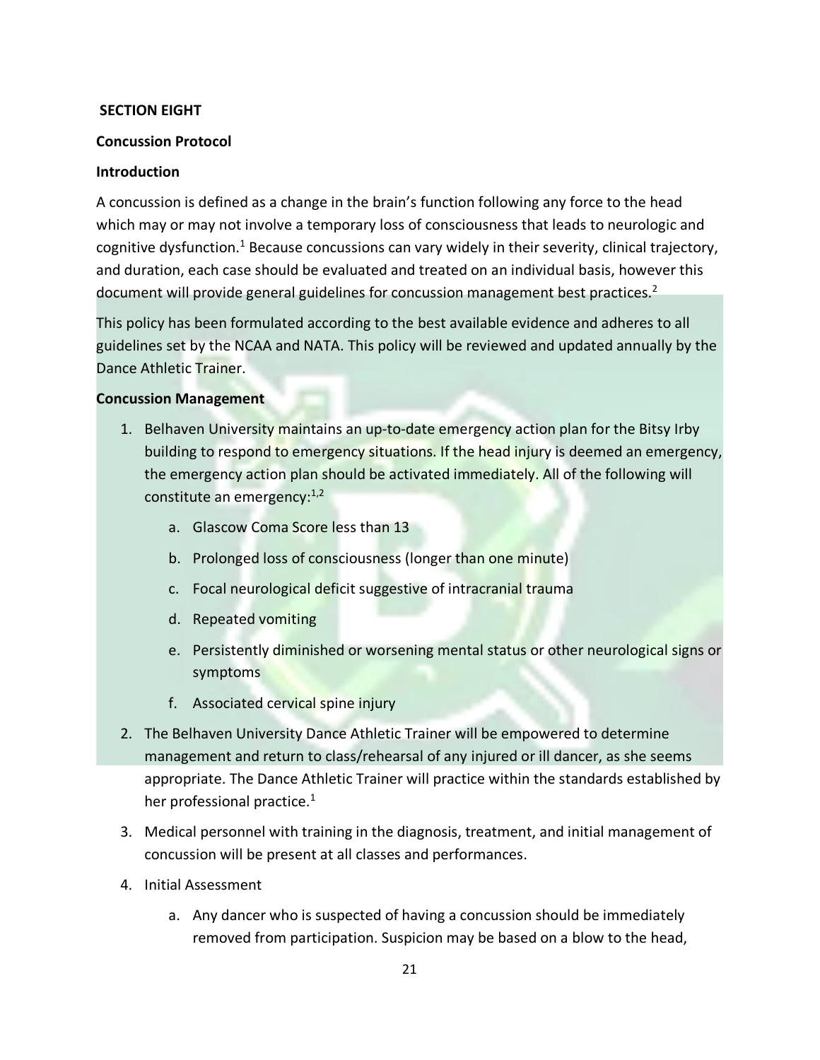## SECTION EIGHT

### Concussion Protocol

### Introduction

A concussion is defined as a change in the brain's function following any force to the head which may or may not involve a temporary loss of consciousness that leads to neurologic and cognitive dysfunction.[1] Because concussions can vary widely in their severity, clinical trajectory, and duration, each case should be evaluated and treated on an individual basis, however this document will provide general guidelines for concussion management best practices.[2]

This policy has been formulated according to the best available evidence and adheres to all guidelines set by the NCAA and NATA. This policy will be reviewed and updated annually by the Dance Athletic Trainer.

### Concussion Management

1. Belhaven University maintains an up-to-date emergency action plan for the Bitsy Irby building to respond to emergency situations. If the head injury is deemed an emergency, the emergency action plan should be activated immediately. All of the following will constitute an emergency:[1,2]
    a. Glasgow Coma Score less than 13
    b. Prolonged loss of consciousness (longer than one minute)
    c. Focal neurological deficit suggestive of intracranial trauma
    d. Repeated vomiting
    e. Persistently diminished or worsening mental status or other neurological signs or symptoms
    f. Associated cervical spine injury
2. The Belhaven University Dance Athletic Trainer will be empowered to determine management and return to class/rehearsal of any injured or ill dancer, as she seems appropriate. The Dance Athletic Trainer will practice within the standards established by her professional practice.[1]
3. Medical personnel with training in the diagnosis, treatment, and initial management of concussion will be present at all classes and performances.
4. Initial Assessment
    a. Any dancer who is suspected of having a concussion should be immediately removed from participation. Suspicion may be based on a blow to the head,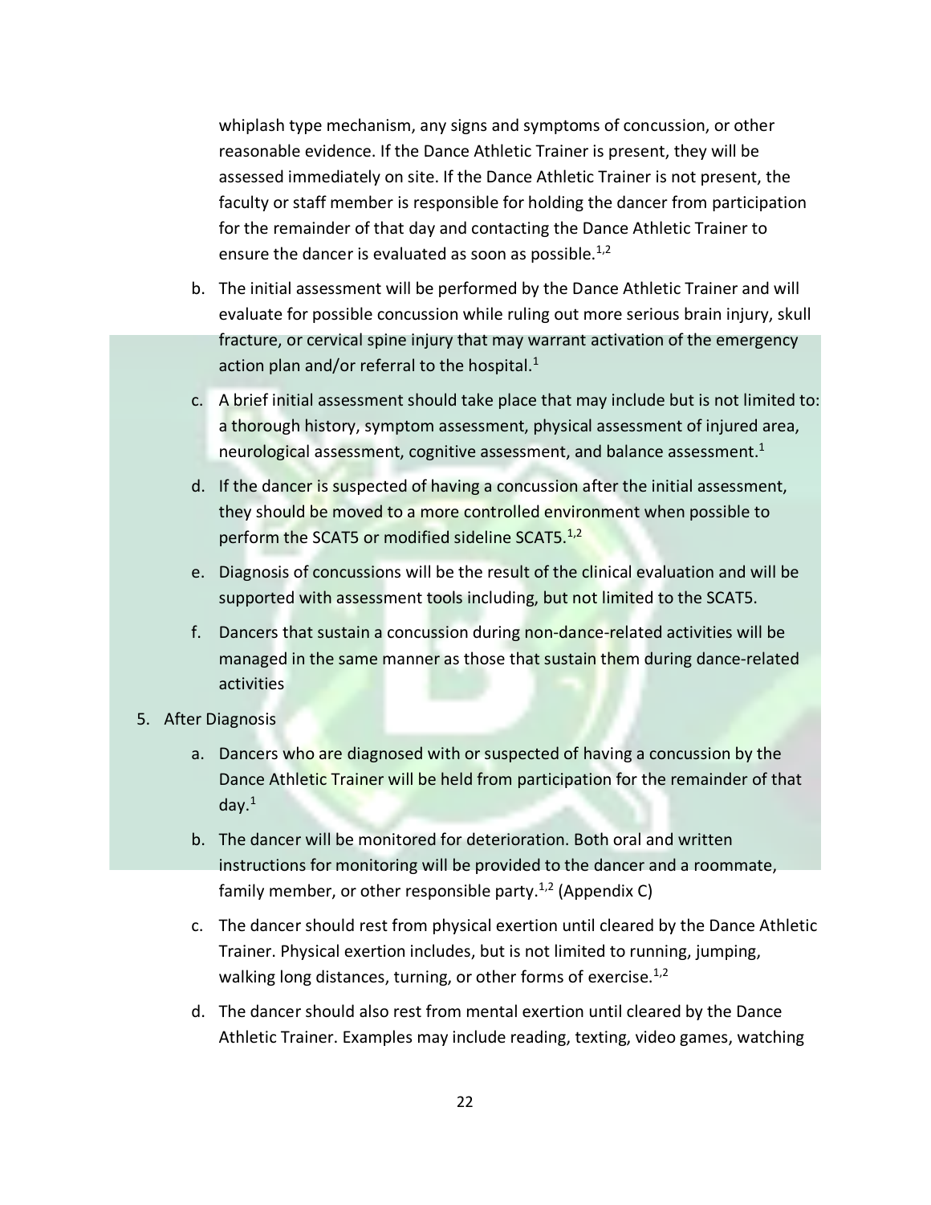whiplash type mechanism, any signs and symptoms of concussion, or other reasonable evidence. If the Dance Athletic Trainer is present, they will be assessed immediately on site. If the Dance Athletic Trainer is not present, the faculty or staff member is responsible for holding the dancer from participation for the remainder of that day and contacting the Dance Athletic Trainer to ensure the dancer is evaluated as soon as possible.[1,2]

b. The initial assessment will be performed by the Dance Athletic Trainer and will evaluate for possible concussion while ruling out more serious brain injury, skull fracture, or cervical spine injury that may warrant activation of the emergency action plan and/or referral to the hospital.[1]

c. A brief initial assessment should take place that may include but is not limited to: a thorough history, symptom assessment, physical assessment of injured area, neurological assessment, cognitive assessment, and balance assessment.[1]

d. If the dancer is suspected of having a concussion after the initial assessment, they should be moved to a more controlled environment when possible to perform the SCAT5 or modified sideline SCAT5.[1,2]

e. Diagnosis of concussions will be the result of the clinical evaluation and will be supported with assessment tools including, but not limited to the SCAT5.

f. Dancers that sustain a concussion during non-dance-related activities will be managed in the same manner as those that sustain them during dance-related activities

5. After Diagnosis

   a. Dancers who are diagnosed with or suspected of having a concussion by the Dance Athletic Trainer will be held from participation for the remainder of that day.[1]

   b. The dancer will be monitored for deterioration. Both oral and written instructions for monitoring will be provided to the dancer and a roommate, family member, or other responsible party.[1,2] (Appendix C)

   c. The dancer should rest from physical exertion until cleared by the Dance Athletic Trainer. Physical exertion includes, but is not limited to running, jumping, walking long distances, turning, or other forms of exercise.[1,2]

   d. The dancer should also rest from mental exertion until cleared by the Dance Athletic Trainer. Examples may include reading, texting, video games, watching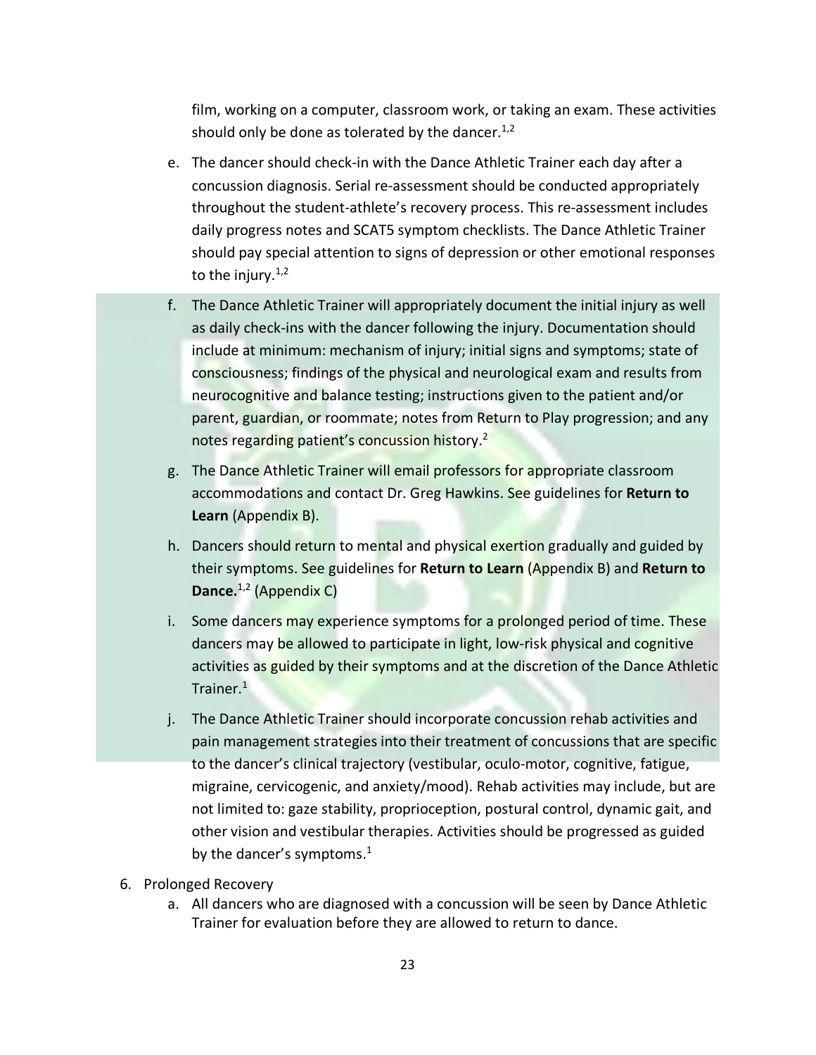film, working on a computer, classroom work, or taking an exam. These activities should only be done as tolerated by the dancer.[1,2]

e. The dancer should check-in with the Dance Athletic Trainer each day after a concussion diagnosis. Serial re-assessment should be conducted appropriately throughout the student-athlete's recovery process. This re-assessment includes daily progress notes and SCAT5 symptom checklists. The Dance Athletic Trainer should pay special attention to signs of depression or other emotional responses to the injury.[1,2]

f. The Dance Athletic Trainer will appropriately document the initial injury as well as daily check-ins with the dancer following the injury. Documentation should include at minimum: mechanism of injury; initial signs and symptoms; state of consciousness; findings of the physical and neurological exam and results from neurocognitive and balance testing; instructions given to the patient and/or parent, guardian, or roommate; notes from Return to Play progression; and any notes regarding patient's concussion history.[2]

g. The Dance Athletic Trainer will email professors for appropriate classroom accommodations and contact Dr. Greg Hawkins. See guidelines for **Return to Learn** (Appendix B).

h. Dancers should return to mental and physical exertion gradually and guided by their symptoms. See guidelines for **Return to Learn** (Appendix B) and **Return to Dance.**[1,2] (Appendix C)

i. Some dancers may experience symptoms for a prolonged period of time. These dancers may be allowed to participate in light, low-risk physical and cognitive activities as guided by their symptoms and at the discretion of the Dance Athletic Trainer.[1]

j. The Dance Athletic Trainer should incorporate concussion rehab activities and pain management strategies into their treatment of concussions that are specific to the dancer's clinical trajectory (vestibular, oculo-motor, cognitive, fatigue, migraine, cervicogenic, and anxiety/mood). Rehab activities may include, but are not limited to: gaze stability, proprioception, postural control, dynamic gait, and other vision and vestibular therapies. Activities should be progressed as guided by the dancer's symptoms.[1]

6. Prolonged Recovery
   a. All dancers who are diagnosed with a concussion will be seen by Dance Athletic Trainer for evaluation before they are allowed to return to dance.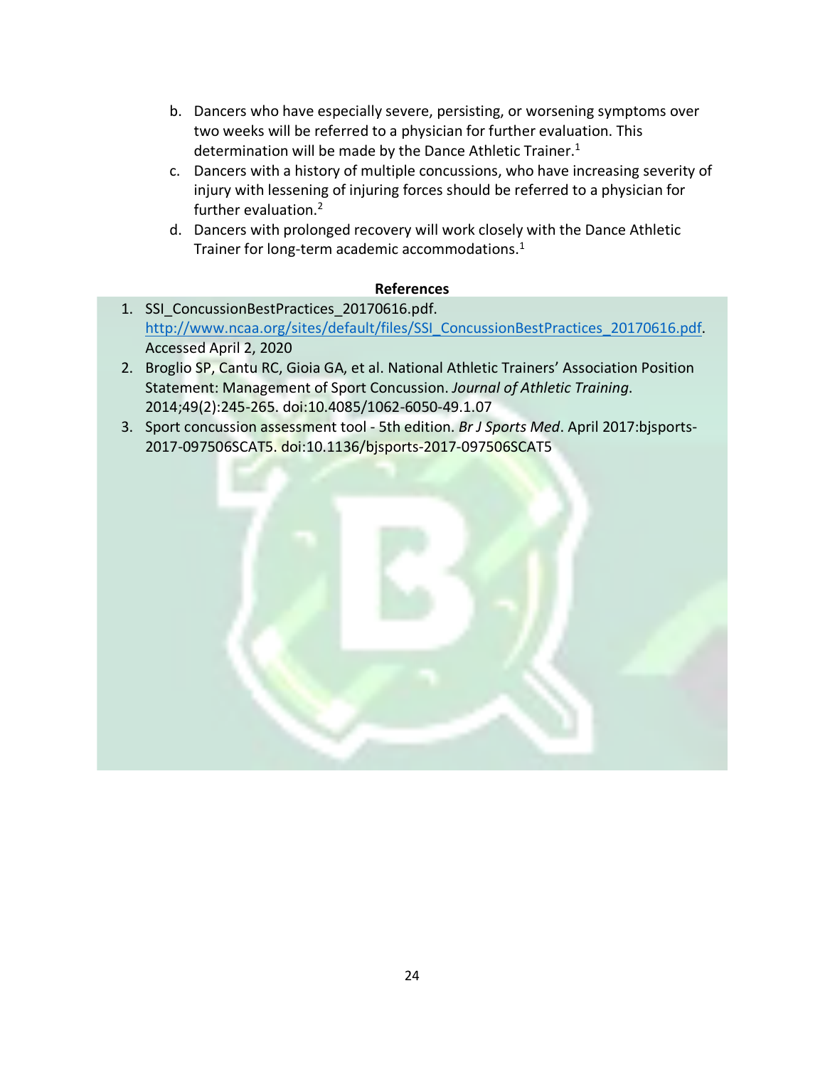b. Dancers who have especially severe, persisting, or worsening symptoms over two weeks will be referred to a physician for further evaluation. This determination will be made by the Dance Athletic Trainer.[1]
c. Dancers with a history of multiple concussions, who have increasing severity of injury with lessening of injuring forces should be referred to a physician for further evaluation.[2]
d. Dancers with prolonged recovery will work closely with the Dance Athletic Trainer for long-term academic accommodations.[1]

**References**

1. SSI_ConcussionBestPractices_20170616.pdf. http://www.ncaa.org/sites/default/files/SSI_ConcussionBestPractices_20170616.pdf. Accessed April 2, 2020
2. Broglio SP, Cantu RC, Gioia GA, et al. National Athletic Trainers' Association Position Statement: Management of Sport Concussion. *Journal of Athletic Training*. 2014;49(2):245-265. doi:10.4085/1062-6050-49.1.07
3. Sport concussion assessment tool - 5th edition. *Br J Sports Med*. April 2017:bjsports-2017-097506SCAT5. doi:10.1136/bjsports-2017-097506SCAT5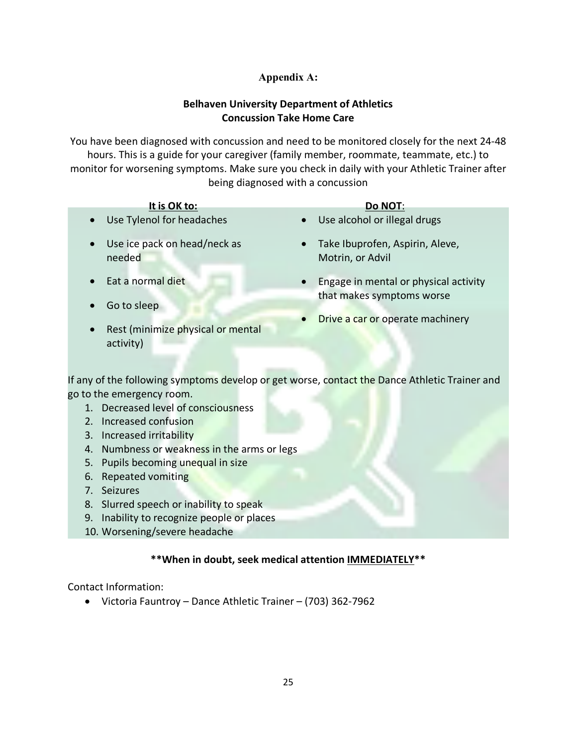## Appendix A:

### Belhaven University Department of Athletics
### Concussion Take Home Care

You have been diagnosed with concussion and need to be monitored closely for the next 24-48 hours. This is a guide for your caregiver (family member, roommate, teammate, etc.) to monitor for worsening symptoms. Make sure you check in daily with your Athletic Trainer after being diagnosed with a concussion

**It is OK to:**

- Use Tylenol for headaches
- Use ice pack on head/neck as needed
- Eat a normal diet
- Go to sleep
- Rest (minimize physical or mental activity)

**Do NOT:**

- Use alcohol or illegal drugs
- Take Ibuprofen, Aspirin, Aleve, Motrin, or Advil
- Engage in mental or physical activity that makes symptoms worse
- Drive a car or operate machinery

If any of the following symptoms develop or get worse, contact the Dance Athletic Trainer and go to the emergency room.

1. Decreased level of consciousness
2. Increased confusion
3. Increased irritability
4. Numbness or weakness in the arms or legs
5. Pupils becoming unequal in size
6. Repeated vomiting
7. Seizures
8. Slurred speech or inability to speak
9. Inability to recognize people or places
10. Worsening/severe headache

**\*\*When in doubt, seek medical attention IMMEDIATELY\*\***

Contact Information:

- Victoria Fauntroy – Dance Athletic Trainer – (703) 362-7962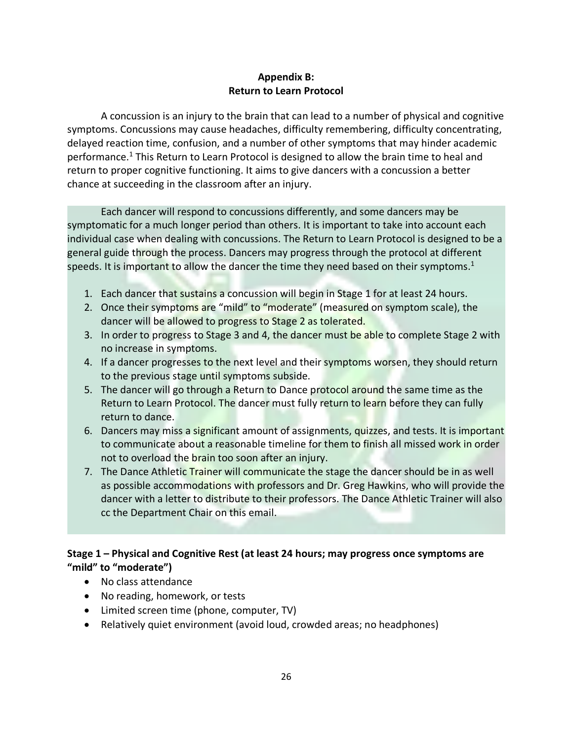**Appendix B:**
**Return to Learn Protocol**

A concussion is an injury to the brain that can lead to a number of physical and cognitive symptoms. Concussions may cause headaches, difficulty remembering, difficulty concentrating, delayed reaction time, confusion, and a number of other symptoms that may hinder academic performance.[1] This Return to Learn Protocol is designed to allow the brain time to heal and return to proper cognitive functioning. It aims to give dancers with a concussion a better chance at succeeding in the classroom after an injury.

Each dancer will respond to concussions differently, and some dancers may be symptomatic for a much longer period than others. It is important to take into account each individual case when dealing with concussions. The Return to Learn Protocol is designed to be a general guide through the process. Dancers may progress through the protocol at different speeds. It is important to allow the dancer the time they need based on their symptoms.[1]

1. Each dancer that sustains a concussion will begin in Stage 1 for at least 24 hours.
2. Once their symptoms are "mild" to "moderate" (measured on symptom scale), the dancer will be allowed to progress to Stage 2 as tolerated.
3. In order to progress to Stage 3 and 4, the dancer must be able to complete Stage 2 with no increase in symptoms.
4. If a dancer progresses to the next level and their symptoms worsen, they should return to the previous stage until symptoms subside.
5. The dancer will go through a Return to Dance protocol around the same time as the Return to Learn Protocol. The dancer must fully return to learn before they can fully return to dance.
6. Dancers may miss a significant amount of assignments, quizzes, and tests. It is important to communicate about a reasonable timeline for them to finish all missed work in order not to overload the brain too soon after an injury.
7. The Dance Athletic Trainer will communicate the stage the dancer should be in as well as possible accommodations with professors and Dr. Greg Hawkins, who will provide the dancer with a letter to distribute to their professors. The Dance Athletic Trainer will also cc the Department Chair on this email.

**Stage 1 – Physical and Cognitive Rest (at least 24 hours; may progress once symptoms are "mild" to "moderate")**

- No class attendance
- No reading, homework, or tests
- Limited screen time (phone, computer, TV)
- Relatively quiet environment (avoid loud, crowded areas; no headphones)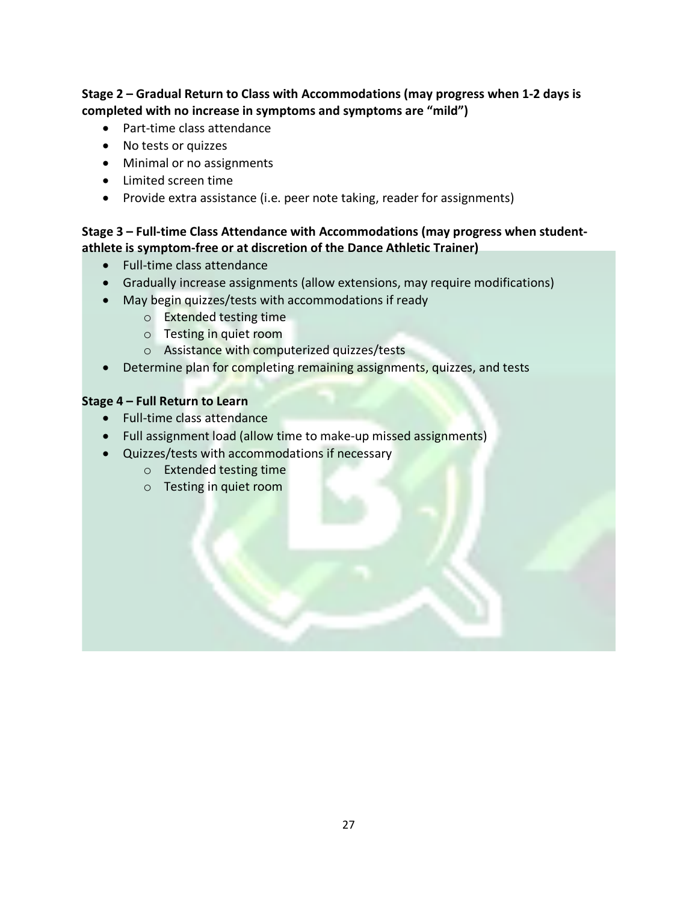**Stage 2 – Gradual Return to Class with Accommodations (may progress when 1-2 days is completed with no increase in symptoms and symptoms are "mild")**

- Part-time class attendance
- No tests or quizzes
- Minimal or no assignments
- Limited screen time
- Provide extra assistance (i.e. peer note taking, reader for assignments)

**Stage 3 – Full-time Class Attendance with Accommodations (may progress when student-athlete is symptom-free or at discretion of the Dance Athletic Trainer)**

- Full-time class attendance
- Gradually increase assignments (allow extensions, may require modifications)
- May begin quizzes/tests with accommodations if ready
  - Extended testing time
  - Testing in quiet room
  - Assistance with computerized quizzes/tests
- Determine plan for completing remaining assignments, quizzes, and tests

**Stage 4 – Full Return to Learn**

- Full-time class attendance
- Full assignment load (allow time to make-up missed assignments)
- Quizzes/tests with accommodations if necessary
  - Extended testing time
  - Testing in quiet room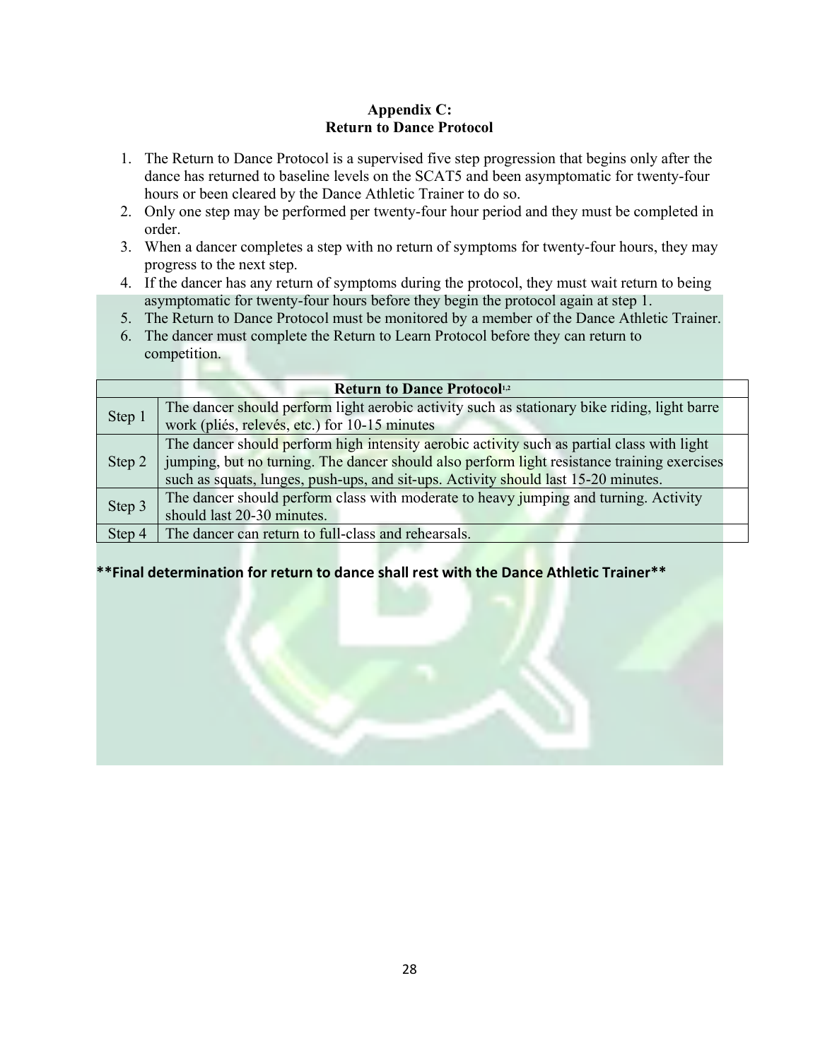## Appendix C:
## Return to Dance Protocol

1. The Return to Dance Protocol is a supervised five step progression that begins only after the dance has returned to baseline levels on the SCAT5 and been asymptomatic for twenty-four hours or been cleared by the Dance Athletic Trainer to do so.
2. Only one step may be performed per twenty-four hour period and they must be completed in order.
3. When a dancer completes a step with no return of symptoms for twenty-four hours, they may progress to the next step.
4. If the dancer has any return of symptoms during the protocol, they must wait return to being asymptomatic for twenty-four hours before they begin the protocol again at step 1.
5. The Return to Dance Protocol must be monitored by a member of the Dance Athletic Trainer.
6. The dancer must complete the Return to Learn Protocol before they can return to competition.

| Return to Dance Protocol[1,2] | |
|---|---|
| Step 1 | The dancer should perform light aerobic activity such as stationary bike riding, light barre work (pliés, relevés, etc.) for 10-15 minutes |
| Step 2 | The dancer should perform high intensity aerobic activity such as partial class with light jumping, but no turning. The dancer should also perform light resistance training exercises such as squats, lunges, push-ups, and sit-ups. Activity should last 15-20 minutes. |
| Step 3 | The dancer should perform class with moderate to heavy jumping and turning. Activity should last 20-30 minutes. |
| Step 4 | The dancer can return to full-class and rehearsals. |

**\*\*Final determination for return to dance shall rest with the Dance Athletic Trainer\*\***